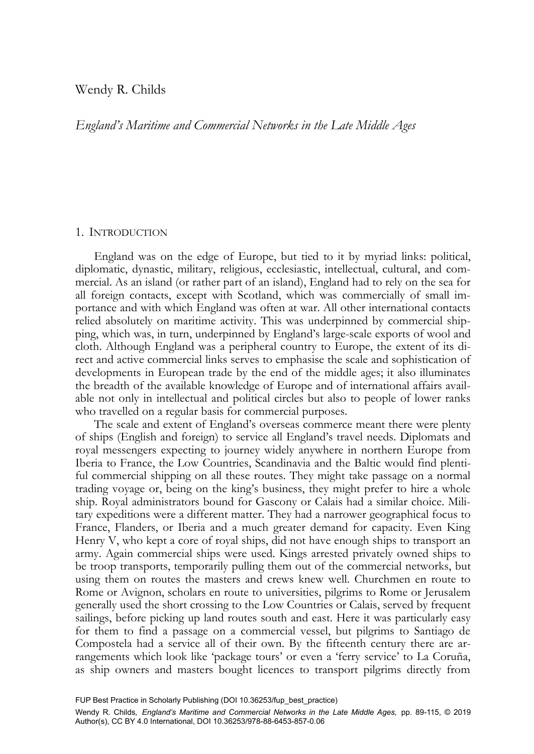Wendy R. Childs

# *England's Maritime and Commercial Networks in the Late Middle Ages*

## 1. Introduction

England was on the edge of Europe, but tied to it by myriad links: political, diplomatic, dynastic, military, religious, ecclesiastic, intellectual, cultural, and commercial. As an island (or rather part of an island), England had to rely on the sea for all foreign contacts, except with Scotland, which was commercially of small importance and with which England was often at war. All other international contacts relied absolutely on maritime activity. This was underpinned by commercial shipping, which was, in turn, underpinned by England's large-scale exports of wool and cloth. Although England was a peripheral country to Europe, the extent of its direct and active commercial links serves to emphasise the scale and sophistication of developments in European trade by the end of the middle ages; it also illuminates the breadth of the available knowledge of Europe and of international affairs available not only in intellectual and political circles but also to people of lower ranks who travelled on a regular basis for commercial purposes.

The scale and extent of England's overseas commerce meant there were plenty of ships (English and foreign) to service all England's travel needs. Diplomats and royal messengers expecting to journey widely anywhere in northern Europe from Iberia to France, the Low Countries, Scandinavia and the Baltic would find plentiful commercial shipping on all these routes. They might take passage on a normal trading voyage or, being on the king's business, they might prefer to hire a whole ship. Royal administrators bound for Gascony or Calais had a similar choice. Military expeditions were a different matter. They had a narrower geographical focus to France, Flanders, or Iberia and a much greater demand for capacity. Even King Henry V, who kept a core of royal ships, did not have enough ships to transport an army. Again commercial ships were used. Kings arrested privately owned ships to be troop transports, temporarily pulling them out of the commercial networks, but using them on routes the masters and crews knew well. Churchmen en route to Rome or Avignon, scholars en route to universities, pilgrims to Rome or Jerusalem generally used the short crossing to the Low Countries or Calais, served by frequent sailings, before picking up land routes south and east. Here it was particularly easy for them to find a passage on a commercial vessel, but pilgrims to Santiago de Compostela had a service all of their own. By the fifteenth century there are arrangements which look like 'package tours' or even a 'ferry service' to La Coruña, as ship owners and masters bought licences to transport pilgrims directly from

FUP Best Practice in Scholarly Publishing (DOI 10.36253/fup_best_practice)

Wendy R. Childs, *England's Maritime and Commercial Networks in the Late Middle Ages,* pp. 89-115, © 2019 Author(s), CC BY 4.0 International, DOI 10.36253/978-88-6453-857-0.06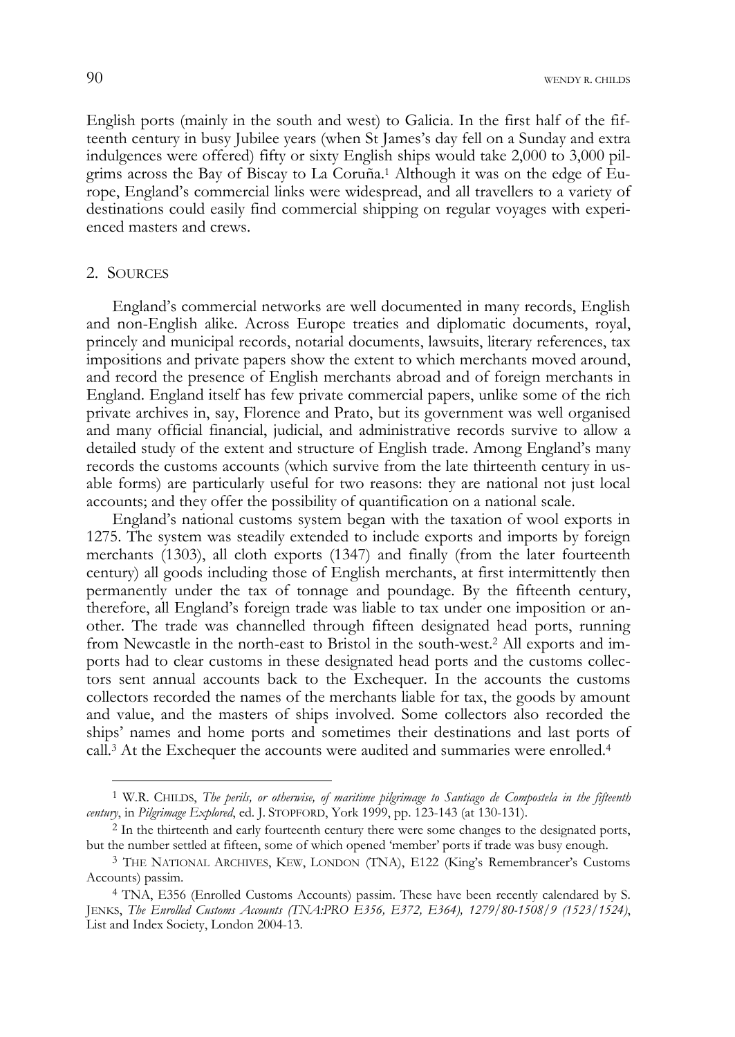English ports (mainly in the south and west) to Galicia. In the first half of the fifteenth century in busy Jubilee years (when St James's day fell on a Sunday and extra indulgences were offered) fifty or sixty English ships would take 2,000 to 3,000 pilgrims across the Bay of Biscay to La Coruña.[1] Although it was on the edge of Europe, England's commercial links were widespread, and all travellers to a variety of destinations could easily find commercial shipping on regular voyages with experienced masters and crews.

## 2. Sources

England's commercial networks are well documented in many records, English and non-English alike. Across Europe treaties and diplomatic documents, royal, princely and municipal records, notarial documents, lawsuits, literary references, tax impositions and private papers show the extent to which merchants moved around, and record the presence of English merchants abroad and of foreign merchants in England. England itself has few private commercial papers, unlike some of the rich private archives in, say, Florence and Prato, but its government was well organised and many official financial, judicial, and administrative records survive to allow a detailed study of the extent and structure of English trade. Among England's many records the customs accounts (which survive from the late thirteenth century in usable forms) are particularly useful for two reasons: they are national not just local accounts; and they offer the possibility of quantification on a national scale.

England's national customs system began with the taxation of wool exports in 1275. The system was steadily extended to include exports and imports by foreign merchants (1303), all cloth exports (1347) and finally (from the later fourteenth century) all goods including those of English merchants, at first intermittently then permanently under the tax of tonnage and poundage. By the fifteenth century, therefore, all England's foreign trade was liable to tax under one imposition or another. The trade was channelled through fifteen designated head ports, running from Newcastle in the north-east to Bristol in the south-west.[2] All exports and imports had to clear customs in these designated head ports and the customs collectors sent annual accounts back to the Exchequer. In the accounts the customs collectors recorded the names of the merchants liable for tax, the goods by amount and value, and the masters of ships involved. Some collectors also recorded the ships' names and home ports and sometimes their destinations and last ports of call.[3] At the Exchequer the accounts were audited and summaries were enrolled.[4]

---

[1] W.R. Childs, *The perils, or otherwise, of maritime pilgrimage to Santiago de Compostela in the fifteenth century*, in *Pilgrimage Explored*, ed. J. Stopford, York 1999, pp. 123-143 (at 130-131).

[2] In the thirteenth and early fourteenth century there were some changes to the designated ports, but the number settled at fifteen, some of which opened 'member' ports if trade was busy enough.

[3] The National Archives, Kew, London (TNA), E122 (King's Remembrancer's Customs Accounts) passim.

[4] TNA, E356 (Enrolled Customs Accounts) passim. These have been recently calendared by S. Jenks, *The Enrolled Customs Accounts (TNA:PRO E356, E372, E364), 1279/80-1508/9 (1523/1524)*, List and Index Society, London 2004-13.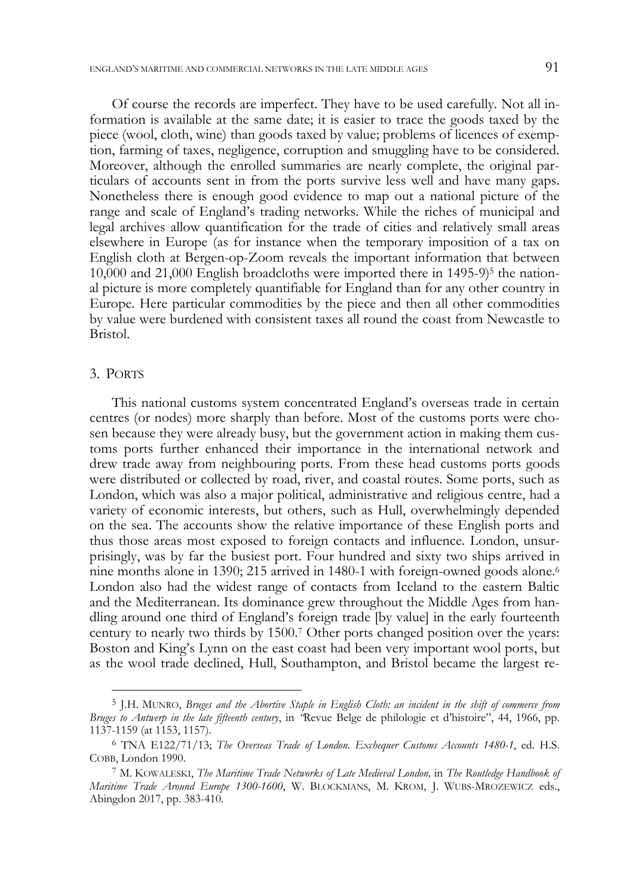Of course the records are imperfect. They have to be used carefully. Not all information is available at the same date; it is easier to trace the goods taxed by the piece (wool, cloth, wine) than goods taxed by value; problems of licences of exemption, farming of taxes, negligence, corruption and smuggling have to be considered. Moreover, although the enrolled summaries are nearly complete, the original particulars of accounts sent in from the ports survive less well and have many gaps. Nonetheless there is enough good evidence to map out a national picture of the range and scale of England's trading networks. While the riches of municipal and legal archives allow quantification for the trade of cities and relatively small areas elsewhere in Europe (as for instance when the temporary imposition of a tax on English cloth at Bergen-op-Zoom reveals the important information that between 10,000 and 21,000 English broadcloths were imported there in 1495-9)[5] the national picture is more completely quantifiable for England than for any other country in Europe. Here particular commodities by the piece and then all other commodities by value were burdened with consistent taxes all round the coast from Newcastle to Bristol.

## 3. PORTS

This national customs system concentrated England's overseas trade in certain centres (or nodes) more sharply than before. Most of the customs ports were chosen because they were already busy, but the government action in making them customs ports further enhanced their importance in the international network and drew trade away from neighbouring ports. From these head customs ports goods were distributed or collected by road, river, and coastal routes. Some ports, such as London, which was also a major political, administrative and religious centre, had a variety of economic interests, but others, such as Hull, overwhelmingly depended on the sea. The accounts show the relative importance of these English ports and thus those areas most exposed to foreign contacts and influence. London, unsurprisingly, was by far the busiest port. Four hundred and sixty two ships arrived in nine months alone in 1390; 215 arrived in 1480-1 with foreign-owned goods alone.[6] London also had the widest range of contacts from Iceland to the eastern Baltic and the Mediterranean. Its dominance grew throughout the Middle Ages from handling around one third of England's foreign trade [by value] in the early fourteenth century to nearly two thirds by 1500.[7] Other ports changed position over the years: Boston and King's Lynn on the east coast had been very important wool ports, but as the wool trade declined, Hull, Southampton, and Bristol became the largest re-

---

[5] J.H. MUNRO, *Bruges and the Abortive Staple in English Cloth: an incident in the shift of commerce from Bruges to Antwerp in the late fifteenth century*, in "Revue Belge de philologie et d'histoire", 44, 1966, pp. 1137-1159 (at 1153, 1157).

[6] TNA E122/71/13; *The Overseas Trade of London. Exchequer Customs Accounts 1480-1*, ed. H.S. COBB, London 1990.

[7] M. KOWALESKI, *The Maritime Trade Networks of Late Medieval London,* in *The Routledge Handbook of Maritime Trade Around Europe 1300-1600*, W. BLOCKMANS, M. KROM, J. WUBS-MROZEWICZ eds., Abingdon 2017, pp. 383-410.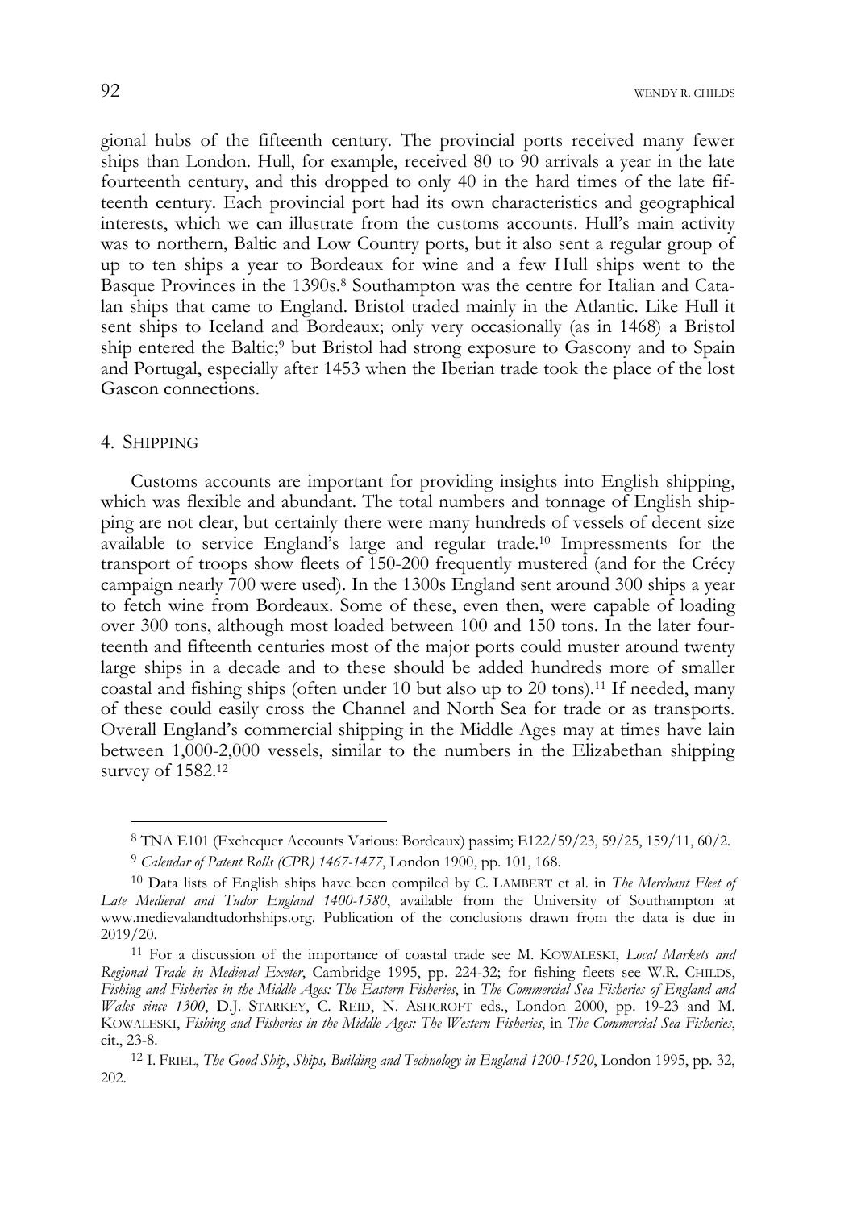gional hubs of the fifteenth century. The provincial ports received many fewer ships than London. Hull, for example, received 80 to 90 arrivals a year in the late fourteenth century, and this dropped to only 40 in the hard times of the late fifteenth century. Each provincial port had its own characteristics and geographical interests, which we can illustrate from the customs accounts. Hull's main activity was to northern, Baltic and Low Country ports, but it also sent a regular group of up to ten ships a year to Bordeaux for wine and a few Hull ships went to the Basque Provinces in the 1390s.[8] Southampton was the centre for Italian and Catalan ships that came to England. Bristol traded mainly in the Atlantic. Like Hull it sent ships to Iceland and Bordeaux; only very occasionally (as in 1468) a Bristol ship entered the Baltic;[9] but Bristol had strong exposure to Gascony and to Spain and Portugal, especially after 1453 when the Iberian trade took the place of the lost Gascon connections.

## 4. Shipping

Customs accounts are important for providing insights into English shipping, which was flexible and abundant. The total numbers and tonnage of English shipping are not clear, but certainly there were many hundreds of vessels of decent size available to service England's large and regular trade.[10] Impressments for the transport of troops show fleets of 150-200 frequently mustered (and for the Crécy campaign nearly 700 were used). In the 1300s England sent around 300 ships a year to fetch wine from Bordeaux. Some of these, even then, were capable of loading over 300 tons, although most loaded between 100 and 150 tons. In the later fourteenth and fifteenth centuries most of the major ports could muster around twenty large ships in a decade and to these should be added hundreds more of smaller coastal and fishing ships (often under 10 but also up to 20 tons).[11] If needed, many of these could easily cross the Channel and North Sea for trade or as transports. Overall England's commercial shipping in the Middle Ages may at times have lain between 1,000-2,000 vessels, similar to the numbers in the Elizabethan shipping survey of 1582.[12]

---

[8] TNA E101 (Exchequer Accounts Various: Bordeaux) passim; E122/59/23, 59/25, 159/11, 60/2.

[9] *Calendar of Patent Rolls (CPR) 1467-1477*, London 1900, pp. 101, 168.

[10] Data lists of English ships have been compiled by C. LAMBERT et al. in *The Merchant Fleet of Late Medieval and Tudor England 1400-1580*, available from the University of Southampton at www.medievalandtudorhships.org. Publication of the conclusions drawn from the data is due in 2019/20.

[11] For a discussion of the importance of coastal trade see M. KOWALESKI, *Local Markets and Regional Trade in Medieval Exeter*, Cambridge 1995, pp. 224-32; for fishing fleets see W.R. CHILDS, *Fishing and Fisheries in the Middle Ages: The Eastern Fisheries*, in *The Commercial Sea Fisheries of England and Wales since 1300*, D.J. STARKEY, C. REID, N. ASHCROFT eds., London 2000, pp. 19-23 and M. KOWALESKI, *Fishing and Fisheries in the Middle Ages: The Western Fisheries*, in *The Commercial Sea Fisheries*, cit., 23-8.

[12] I. FRIEL, *The Good Ship*, *Ships, Building and Technology in England 1200-1520*, London 1995, pp. 32, 202.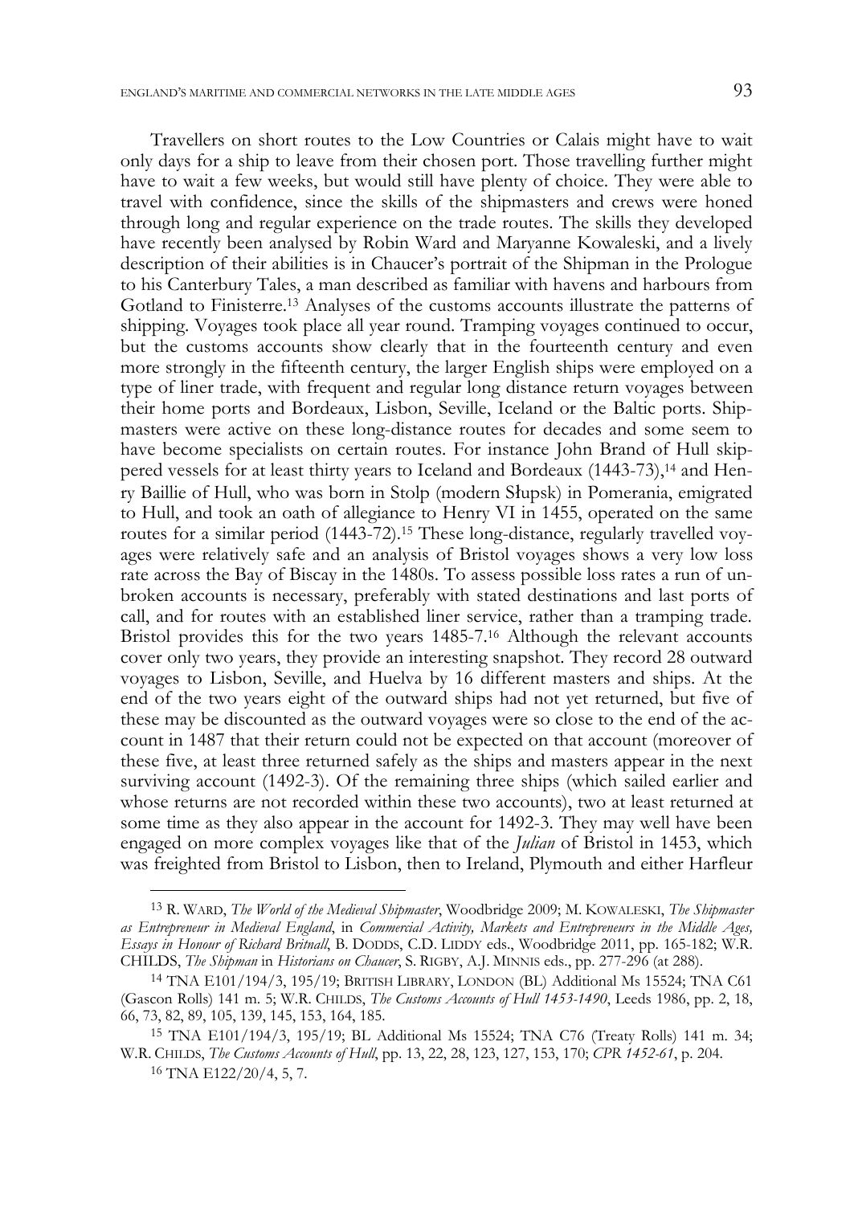Travellers on short routes to the Low Countries or Calais might have to wait only days for a ship to leave from their chosen port. Those travelling further might have to wait a few weeks, but would still have plenty of choice. They were able to travel with confidence, since the skills of the shipmasters and crews were honed through long and regular experience on the trade routes. The skills they developed have recently been analysed by Robin Ward and Maryanne Kowaleski, and a lively description of their abilities is in Chaucer's portrait of the Shipman in the Prologue to his Canterbury Tales, a man described as familiar with havens and harbours from Gotland to Finisterre.[13] Analyses of the customs accounts illustrate the patterns of shipping. Voyages took place all year round. Tramping voyages continued to occur, but the customs accounts show clearly that in the fourteenth century and even more strongly in the fifteenth century, the larger English ships were employed on a type of liner trade, with frequent and regular long distance return voyages between their home ports and Bordeaux, Lisbon, Seville, Iceland or the Baltic ports. Shipmasters were active on these long-distance routes for decades and some seem to have become specialists on certain routes. For instance John Brand of Hull skippered vessels for at least thirty years to Iceland and Bordeaux (1443-73),[14] and Henry Baillie of Hull, who was born in Stolp (modern Słupsk) in Pomerania, emigrated to Hull, and took an oath of allegiance to Henry VI in 1455, operated on the same routes for a similar period (1443-72).[15] These long-distance, regularly travelled voyages were relatively safe and an analysis of Bristol voyages shows a very low loss rate across the Bay of Biscay in the 1480s. To assess possible loss rates a run of unbroken accounts is necessary, preferably with stated destinations and last ports of call, and for routes with an established liner service, rather than a tramping trade. Bristol provides this for the two years 1485-7.[16] Although the relevant accounts cover only two years, they provide an interesting snapshot. They record 28 outward voyages to Lisbon, Seville, and Huelva by 16 different masters and ships. At the end of the two years eight of the outward ships had not yet returned, but five of these may be discounted as the outward voyages were so close to the end of the account in 1487 that their return could not be expected on that account (moreover of these five, at least three returned safely as the ships and masters appear in the next surviving account (1492-3). Of the remaining three ships (which sailed earlier and whose returns are not recorded within these two accounts), two at least returned at some time as they also appear in the account for 1492-3. They may well have been engaged on more complex voyages like that of the *Julian* of Bristol in 1453, which was freighted from Bristol to Lisbon, then to Ireland, Plymouth and either Harfleur

---

[13] R. WARD, *The World of the Medieval Shipmaster*, Woodbridge 2009; M. KOWALESKI, *The Shipmaster as Entrepreneur in Medieval England*, in *Commercial Activity, Markets and Entrepreneurs in the Middle Ages, Essays in Honour of Richard Britnall*, B. DODDS, C.D. LIDDY eds., Woodbridge 2011, pp. 165-182; W.R. CHILDS, *The Shipman* in *Historians on Chaucer*, S. RIGBY, A.J. MINNIS eds., pp. 277-296 (at 288).

[14] TNA E101/194/3, 195/19; BRITISH LIBRARY, LONDON (BL) Additional Ms 15524; TNA C61 (Gascon Rolls) 141 m. 5; W.R. CHILDS, *The Customs Accounts of Hull 1453-1490*, Leeds 1986, pp. 2, 18, 66, 73, 82, 89, 105, 139, 145, 153, 164, 185.

[15] TNA E101/194/3, 195/19; BL Additional Ms 15524; TNA C76 (Treaty Rolls) 141 m. 34; W.R. CHILDS, *The Customs Accounts of Hull*, pp. 13, 22, 28, 123, 127, 153, 170; *CPR 1452-61*, p. 204.

[16] TNA E122/20/4, 5, 7.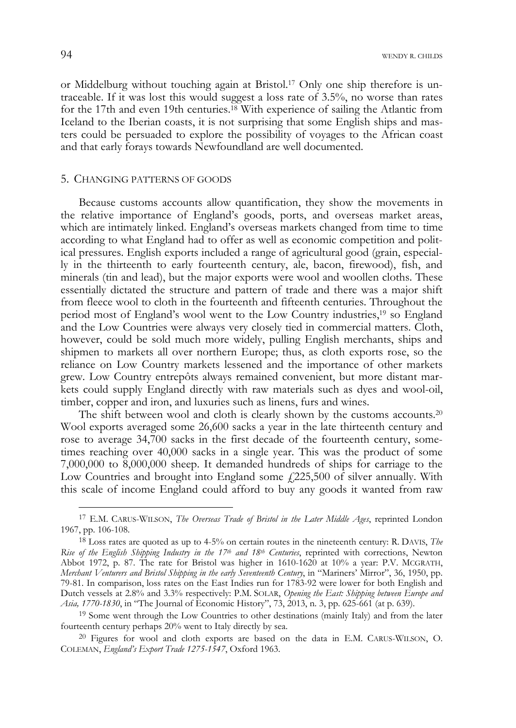or Middelburg without touching again at Bristol.[17] Only one ship therefore is untraceable. If it was lost this would suggest a loss rate of 3.5%, no worse than rates for the 17th and even 19th centuries.[18] With experience of sailing the Atlantic from Iceland to the Iberian coasts, it is not surprising that some English ships and masters could be persuaded to explore the possibility of voyages to the African coast and that early forays towards Newfoundland are well documented.

## 5. Changing patterns of goods

Because customs accounts allow quantification, they show the movements in the relative importance of England's goods, ports, and overseas market areas, which are intimately linked. England's overseas markets changed from time to time according to what England had to offer as well as economic competition and political pressures. English exports included a range of agricultural good (grain, especially in the thirteenth to early fourteenth century, ale, bacon, firewood), fish, and minerals (tin and lead), but the major exports were wool and woollen cloths. These essentially dictated the structure and pattern of trade and there was a major shift from fleece wool to cloth in the fourteenth and fifteenth centuries. Throughout the period most of England's wool went to the Low Country industries,[19] so England and the Low Countries were always very closely tied in commercial matters. Cloth, however, could be sold much more widely, pulling English merchants, ships and shipmen to markets all over northern Europe; thus, as cloth exports rose, so the reliance on Low Country markets lessened and the importance of other markets grew. Low Country entrepôts always remained convenient, but more distant markets could supply England directly with raw materials such as dyes and wool-oil, timber, copper and iron, and luxuries such as linens, furs and wines.

The shift between wool and cloth is clearly shown by the customs accounts.[20] Wool exports averaged some 26,600 sacks a year in the late thirteenth century and rose to average 34,700 sacks in the first decade of the fourteenth century, sometimes reaching over 40,000 sacks in a single year. This was the product of some 7,000,000 to 8,000,000 sheep. It demanded hundreds of ships for carriage to the Low Countries and brought into England some £225,500 of silver annually. With this scale of income England could afford to buy any goods it wanted from raw

---

[17] E.M. Carus-Wilson, *The Overseas Trade of Bristol in the Later Middle Ages*, reprinted London 1967, pp. 106-108.

[18] Loss rates are quoted as up to 4-5% on certain routes in the nineteenth century: R. Davis, *The Rise of the English Shipping Industry in the 17th and 18th Centuries*, reprinted with corrections, Newton Abbot 1972, p. 87. The rate for Bristol was higher in 1610-1620 at 10% a year: P.V. McGrath, *Merchant Venturers and Bristol Shipping in the early Seventeenth Century*, in "Mariners' Mirror", 36, 1950, pp. 79-81. In comparison, loss rates on the East Indies run for 1783-92 were lower for both English and Dutch vessels at 2.8% and 3.3% respectively: P.M. Solar, *Opening the East: Shipping between Europe and Asia, 1770-1830*, in "The Journal of Economic History", 73, 2013, n. 3, pp. 625-661 (at p. 639).

[19] Some went through the Low Countries to other destinations (mainly Italy) and from the later fourteenth century perhaps 20% went to Italy directly by sea.

[20] Figures for wool and cloth exports are based on the data in E.M. Carus-Wilson, O. Coleman, *England's Export Trade 1275-1547*, Oxford 1963.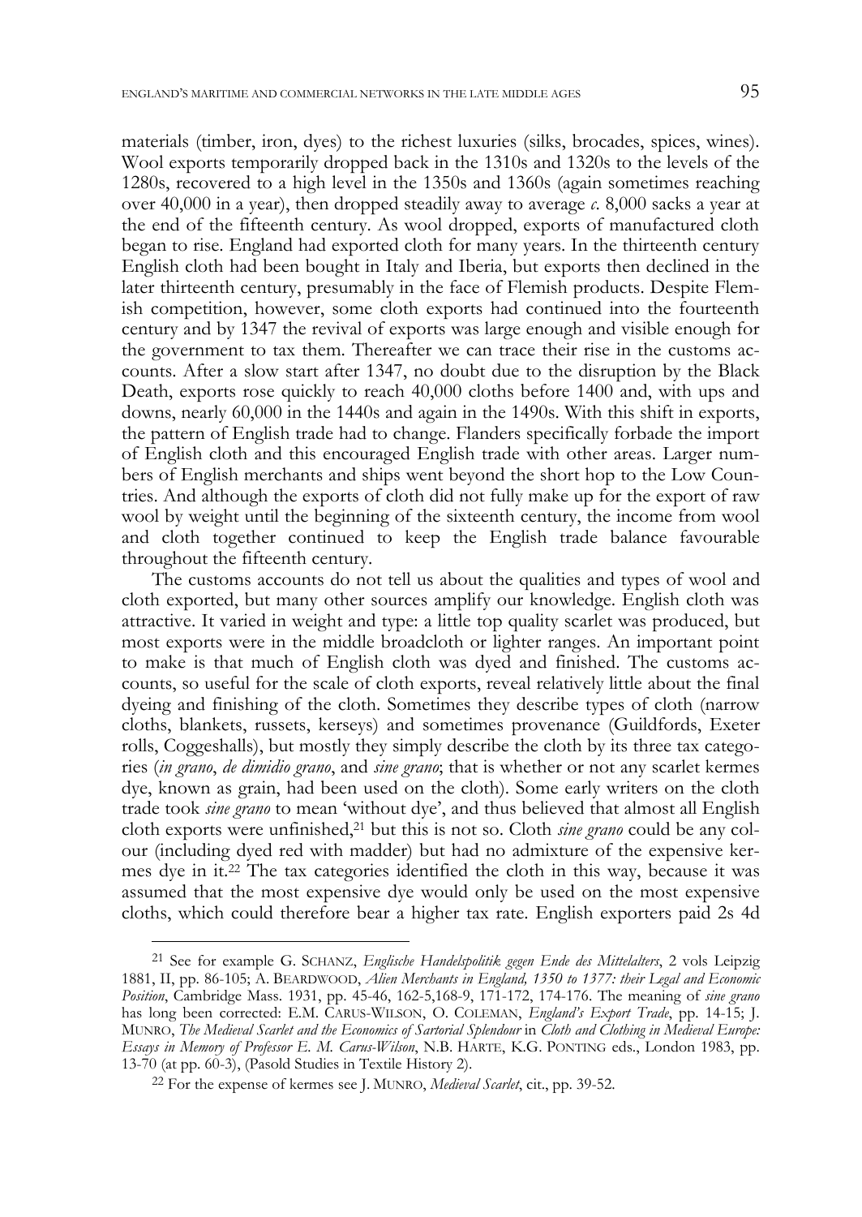materials (timber, iron, dyes) to the richest luxuries (silks, brocades, spices, wines). Wool exports temporarily dropped back in the 1310s and 1320s to the levels of the 1280s, recovered to a high level in the 1350s and 1360s (again sometimes reaching over 40,000 in a year), then dropped steadily away to average *c.* 8,000 sacks a year at the end of the fifteenth century. As wool dropped, exports of manufactured cloth began to rise. England had exported cloth for many years. In the thirteenth century English cloth had been bought in Italy and Iberia, but exports then declined in the later thirteenth century, presumably in the face of Flemish products. Despite Flemish competition, however, some cloth exports had continued into the fourteenth century and by 1347 the revival of exports was large enough and visible enough for the government to tax them. Thereafter we can trace their rise in the customs accounts. After a slow start after 1347, no doubt due to the disruption by the Black Death, exports rose quickly to reach 40,000 cloths before 1400 and, with ups and downs, nearly 60,000 in the 1440s and again in the 1490s. With this shift in exports, the pattern of English trade had to change. Flanders specifically forbade the import of English cloth and this encouraged English trade with other areas. Larger numbers of English merchants and ships went beyond the short hop to the Low Countries. And although the exports of cloth did not fully make up for the export of raw wool by weight until the beginning of the sixteenth century, the income from wool and cloth together continued to keep the English trade balance favourable throughout the fifteenth century.

The customs accounts do not tell us about the qualities and types of wool and cloth exported, but many other sources amplify our knowledge. English cloth was attractive. It varied in weight and type: a little top quality scarlet was produced, but most exports were in the middle broadcloth or lighter ranges. An important point to make is that much of English cloth was dyed and finished. The customs accounts, so useful for the scale of cloth exports, reveal relatively little about the final dyeing and finishing of the cloth. Sometimes they describe types of cloth (narrow cloths, blankets, russets, kerseys) and sometimes provenance (Guildfords, Exeter rolls, Coggeshalls), but mostly they simply describe the cloth by its three tax categories (*in grano*, *de dimidio grano*, and *sine grano*; that is whether or not any scarlet kermes dye, known as grain, had been used on the cloth). Some early writers on the cloth trade took *sine grano* to mean 'without dye', and thus believed that almost all English cloth exports were unfinished,[21] but this is not so. Cloth *sine grano* could be any colour (including dyed red with madder) but had no admixture of the expensive kermes dye in it.[22] The tax categories identified the cloth in this way, because it was assumed that the most expensive dye would only be used on the most expensive cloths, which could therefore bear a higher tax rate. English exporters paid 2s 4d

---

[21] See for example G. SCHANZ, *Englische Handelspolitik gegen Ende des Mittelalters*, 2 vols Leipzig 1881, II, pp. 86-105; A. BEARDWOOD, *Alien Merchants in England, 1350 to 1377: their Legal and Economic Position*, Cambridge Mass. 1931, pp. 45-46, 162-5,168-9, 171-172, 174-176. The meaning of *sine grano* has long been corrected: E.M. CARUS-WILSON, O. COLEMAN, *England's Export Trade*, pp. 14-15; J. MUNRO, *The Medieval Scarlet and the Economics of Sartorial Splendour* in *Cloth and Clothing in Medieval Europe: Essays in Memory of Professor E. M. Carus-Wilson*, N.B. HARTE, K.G. PONTING eds., London 1983, pp. 13-70 (at pp. 60-3), (Pasold Studies in Textile History 2).

[22] For the expense of kermes see J. MUNRO, *Medieval Scarlet*, cit., pp. 39-52.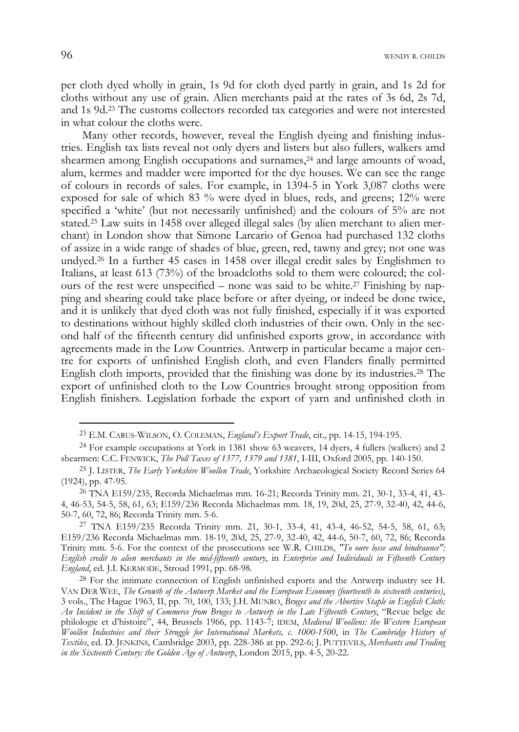per cloth dyed wholly in grain, 1s 9d for cloth dyed partly in grain, and 1s 2d for cloths without any use of grain. Alien merchants paid at the rates of 3s 6d, 2s 7d, and 1s 9d.[23] The customs collectors recorded tax categories and were not interested in what colour the cloths were.

Many other records, however, reveal the English dyeing and finishing industries. English tax lists reveal not only dyers and listers but also fullers, walkers amd shearmen among English occupations and surnames,[24] and large amounts of woad, alum, kermes and madder were imported for the dye houses. We can see the range of colours in records of sales. For example, in 1394-5 in York 3,087 cloths were exposed for sale of which 83 % were dyed in blues, reds, and greens; 12% were specified a 'white' (but not necessarily unfinished) and the colours of 5% are not stated.[25] Law suits in 1458 over alleged illegal sales (by alien merchant to alien merchant) in London show that Simone Larcario of Genoa had purchased 132 cloths of assize in a wide range of shades of blue, green, red, tawny and grey; not one was undyed.[26] In a further 45 cases in 1458 over illegal credit sales by Englishmen to Italians, at least 613 (73%) of the broadcloths sold to them were coloured; the colours of the rest were unspecified – none was said to be white.[27] Finishing by napping and shearing could take place before or after dyeing, or indeed be done twice, and it is unlikely that dyed cloth was not fully finished, especially if it was exported to destinations without highly skilled cloth industries of their own. Only in the second half of the fifteenth century did unfinished exports grow, in accordance with agreements made in the Low Countries. Antwerp in particular became a major centre for exports of unfinished English cloth, and even Flanders finally permitted English cloth imports, provided that the finishing was done by its industries.[28] The export of unfinished cloth to the Low Countries brought strong opposition from English finishers. Legislation forbade the export of yarn and unfinished cloth in

---

[23] E.M. CARUS-WILSON, O. COLEMAN, *England's Export Trade*, cit., pp. 14-15, 194-195.

[24] For example occupations at York in 1381 show 63 weavers, 14 dyers, 4 fullers (walkers) and 2 shearmen: C.C. FENWICK, *The Poll Taxes of 1377, 1379 and 1381*, I-III, Oxford 2005, pp. 140-150.

[25] J. LISTER, *The Early Yorkshire Woollen Trade*, Yorkshire Archaeological Society Record Series 64 (1924), pp. 47-95.

[26] TNA E159/235, Recorda Michaelmas mm. 16-21; Recorda Trinity mm. 21, 30-1, 33-4, 41, 43-4, 46-53, 54-5, 58, 61, 63; E159/236 Recorda Michaelmas mm. 18, 19, 20d, 25, 27-9, 32-40, 42, 44-6, 50-7, 60, 72, 86; Recorda Trinity mm. 5-6.

[27] TNA E159/235 Recorda Trinity mm. 21, 30-1, 33-4, 41, 43-4, 46-52, 54-5, 58, 61, 63; E159/236 Recorda Michaelmas mm. 18-19, 20d, 25, 27-9, 32-40, 42, 44-6, 50-7, 60, 72, 86; Recorda Trinity mm. 5-6. For the context of the prosecutions see W.R. CHILDS, *"To oure losse and hindraunce": English credit to alien merchants in the mid-fifteenth century*, in *Enterprise and Individuals in Fifteenth Century England*, ed. J.I. KERMODE, Stroud 1991, pp. 68-98.

[28] For the intimate connection of English unfinished exports and the Antwerp industry see H. VAN DER WEE, *The Growth of the Antwerp Market and the European Economy (fourteenth to sixteenth centuries)*, 3 vols., The Hague 1963, II, pp. 70, 100, 133; J.H. MUNRO, *Bruges and the Abortive Staple in English Cloth: An Incident in the Shift of Commerce from Bruges to Antwerp in the Late Fifteenth Century*, "Revue belge de philologie et d'histoire", 44, Brussels 1966, pp. 1143-7; IDEM, *Medieval Woollens: the Western European Woollen Industoies and their Struggle for International Markets, c. 1000-1500*, in *The Cambridge History of Textiles*, ed. D. JENKINS, Cambridge 2003, pp. 228-386 at pp. 292-6; J. PUTTEVILS, *Merchants and Trading in the Sixteenth Century: the Golden Age of Antwerp*, London 2015, pp. 4-5, 20-22.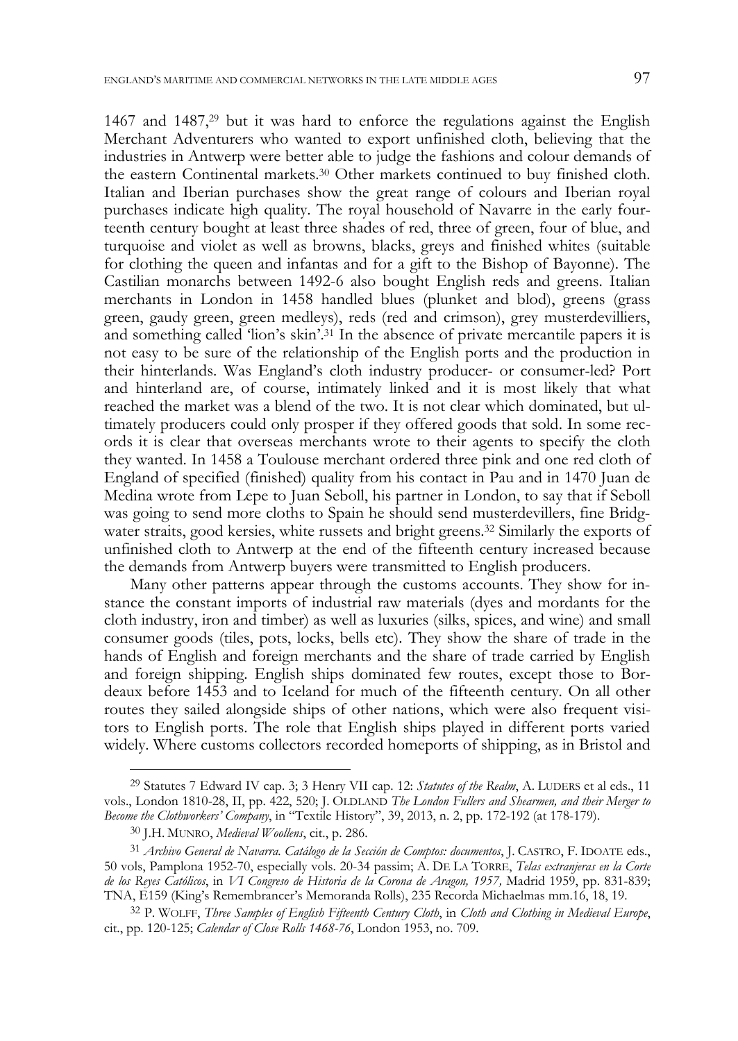1467 and 1487,[29] but it was hard to enforce the regulations against the English Merchant Adventurers who wanted to export unfinished cloth, believing that the industries in Antwerp were better able to judge the fashions and colour demands of the eastern Continental markets.[30] Other markets continued to buy finished cloth. Italian and Iberian purchases show the great range of colours and Iberian royal purchases indicate high quality. The royal household of Navarre in the early fourteenth century bought at least three shades of red, three of green, four of blue, and turquoise and violet as well as browns, blacks, greys and finished whites (suitable for clothing the queen and infantas and for a gift to the Bishop of Bayonne). The Castilian monarchs between 1492-6 also bought English reds and greens. Italian merchants in London in 1458 handled blues (plunket and blod), greens (grass green, gaudy green, green medleys), reds (red and crimson), grey musterdevilliers, and something called 'lion's skin'.[31] In the absence of private mercantile papers it is not easy to be sure of the relationship of the English ports and the production in their hinterlands. Was England's cloth industry producer- or consumer-led? Port and hinterland are, of course, intimately linked and it is most likely that what reached the market was a blend of the two. It is not clear which dominated, but ultimately producers could only prosper if they offered goods that sold. In some records it is clear that overseas merchants wrote to their agents to specify the cloth they wanted. In 1458 a Toulouse merchant ordered three pink and one red cloth of England of specified (finished) quality from his contact in Pau and in 1470 Juan de Medina wrote from Lepe to Juan Seboll, his partner in London, to say that if Seboll was going to send more cloths to Spain he should send musterdevillers, fine Bridgwater straits, good kersies, white russets and bright greens.[32] Similarly the exports of unfinished cloth to Antwerp at the end of the fifteenth century increased because the demands from Antwerp buyers were transmitted to English producers.

Many other patterns appear through the customs accounts. They show for instance the constant imports of industrial raw materials (dyes and mordants for the cloth industry, iron and timber) as well as luxuries (silks, spices, and wine) and small consumer goods (tiles, pots, locks, bells etc). They show the share of trade in the hands of English and foreign merchants and the share of trade carried by English and foreign shipping. English ships dominated few routes, except those to Bordeaux before 1453 and to Iceland for much of the fifteenth century. On all other routes they sailed alongside ships of other nations, which were also frequent visitors to English ports. The role that English ships played in different ports varied widely. Where customs collectors recorded homeports of shipping, as in Bristol and

---

[29] Statutes 7 Edward IV cap. 3; 3 Henry VII cap. 12: *Statutes of the Realm*, A. LUDERS et al eds., 11 vols., London 1810-28, II, pp. 422, 520; J. OLDLAND *The London Fullers and Shearmen, and their Merger to Become the Clothworkers' Company*, in "Textile History", 39, 2013, n. 2, pp. 172-192 (at 178-179).

[30] J.H. MUNRO, *Medieval Woollens*, cit., p. 286.

[31] *Archivo General de Navarra. Catálogo de la Sección de Comptos: documentos*, J. CASTRO, F. IDOATE eds., 50 vols, Pamplona 1952-70, especially vols. 20-34 passim; A. DE LA TORRE, *Telas extranjeras en la Corte de los Reyes Católicos*, in *VI Congreso de Historia de la Corona de Aragon, 1957,* Madrid 1959, pp. 831-839; TNA, E159 (King's Remembrancer's Memoranda Rolls), 235 Recorda Michaelmas mm.16, 18, 19.

[32] P. WOLFF, *Three Samples of English Fifteenth Century Cloth*, in *Cloth and Clothing in Medieval Europe*, cit., pp. 120-125; *Calendar of Close Rolls 1468-76*, London 1953, no. 709.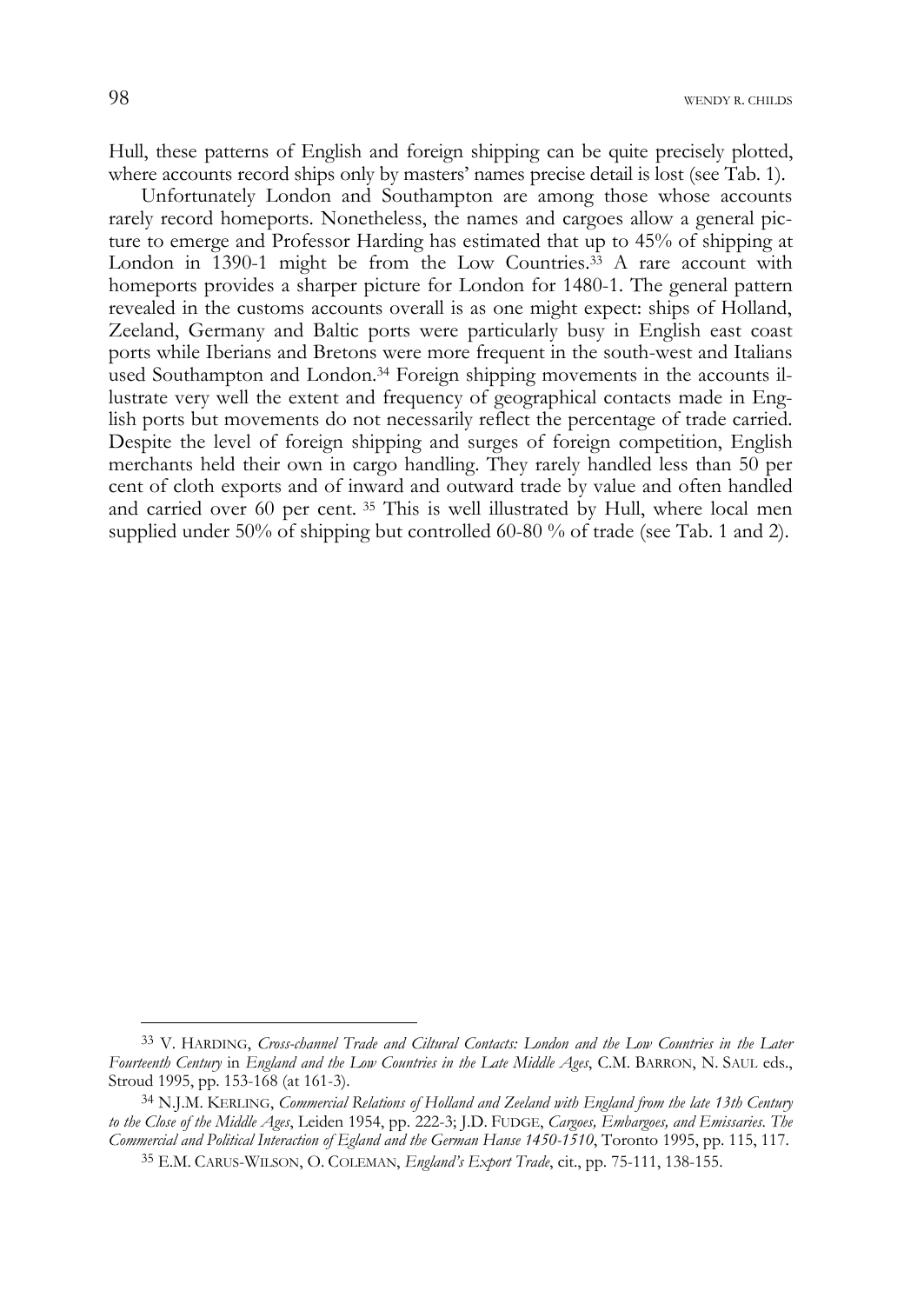Hull, these patterns of English and foreign shipping can be quite precisely plotted, where accounts record ships only by masters' names precise detail is lost (see Tab. 1).

Unfortunately London and Southampton are among those whose accounts rarely record homeports. Nonetheless, the names and cargoes allow a general picture to emerge and Professor Harding has estimated that up to 45% of shipping at London in 1390-1 might be from the Low Countries.[33] A rare account with homeports provides a sharper picture for London for 1480-1. The general pattern revealed in the customs accounts overall is as one might expect: ships of Holland, Zeeland, Germany and Baltic ports were particularly busy in English east coast ports while Iberians and Bretons were more frequent in the south-west and Italians used Southampton and London.[34] Foreign shipping movements in the accounts illustrate very well the extent and frequency of geographical contacts made in English ports but movements do not necessarily reflect the percentage of trade carried. Despite the level of foreign shipping and surges of foreign competition, English merchants held their own in cargo handling. They rarely handled less than 50 per cent of cloth exports and of inward and outward trade by value and often handled and carried over 60 per cent. [35] This is well illustrated by Hull, where local men supplied under 50% of shipping but controlled 60-80 % of trade (see Tab. 1 and 2).

---

[33] V. HARDING, *Cross-channel Trade and Ciltural Contacts: London and the Low Countries in the Later Fourteenth Century* in *England and the Low Countries in the Late Middle Ages*, C.M. BARRON, N. SAUL eds., Stroud 1995, pp. 153-168 (at 161-3).

[34] N.J.M. KERLING, *Commercial Relations of Holland and Zeeland with England from the late 13th Century to the Close of the Middle Ages*, Leiden 1954, pp. 222-3; J.D. FUDGE, *Cargoes, Embargoes, and Emissaries. The Commercial and Political Interaction of Egland and the German Hanse 1450-1510*, Toronto 1995, pp. 115, 117.

[35] E.M. CARUS-WILSON, O. COLEMAN, *England's Export Trade*, cit., pp. 75-111, 138-155.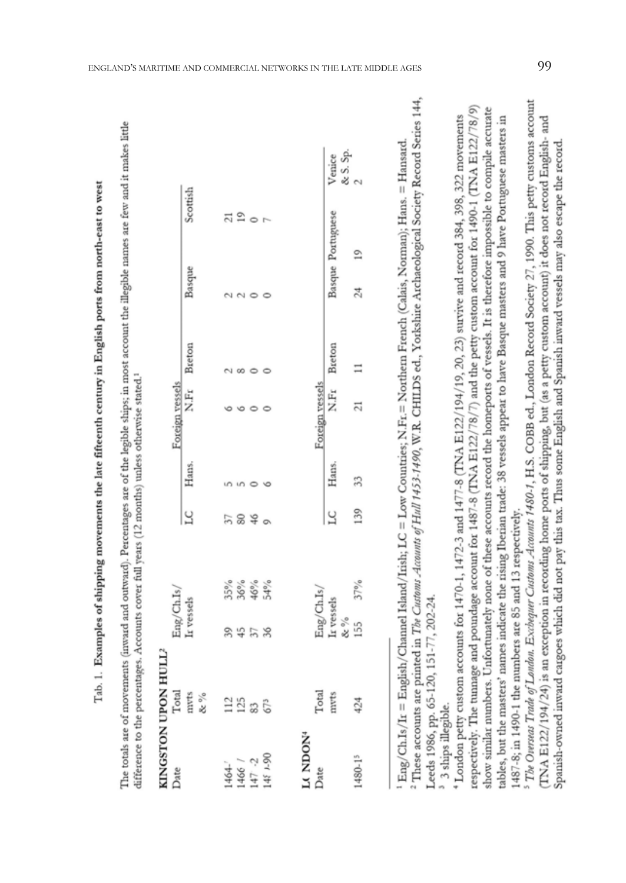Tab. 1. **Examples of shipping movements the late fifteenth century in English ports from north-east to west**

The totals are of movements (inward and outward). Percentages are of the legible ships; in most account the illegible names are few and it makes little difference to the percentages. Accounts cover full years (12 months) unless otherwise stated.[1]

**KINGSTON UPON HULL**[2]

| Date | Total mvts & % | Eng/Ch.Is/Ir vessels | | Foreign vessels | | | | | |
|---|---|---|---|---|---|---|---|---|---|
| | | | | LC | Hans. | N.Fr | Breton | Basque | Scottish |
| 1464-5 | 112 | 39 | 35% | 37 | 5 | 6 | 2 | 2 | 21 |
| 1466-7 | 125 | 45 | 36% | 80 | 5 | 6 | 8 | 2 | 19 |
| 1471-2 | 83 | 37 | 46% | 46 | 0 | 0 | 0 | 0 | 0 |
| 1489-90 | 67[3] | 36 | 54% | 9 | 6 | 0 | 0 | 0 | 7 |

**LONDON**[4]

| Date | Total mvts | Eng/Ch.Is/Ir vessels & % | | Foreign vessels | | | | | | |
|---|---|---|---|---|---|---|---|---|---|---|
| | | | | LC | Hans. | N.Fr | Breton | Basque | Portuguese | Venice & S. Sp. |
| 1480-1[5] | 424 | 155 | 37% | 139 | 33 | 21 | 11 | 24 | 19 | 2 |

[1] Eng/Ch.Is/Ir = English/Channel Island/Irish; LC = Low Countries; N.Fr = Northern French (Calais, Norman); Hans. = Hansard.

[2] These accounts are printed in *The Customs Accounts of Hull 1453-1490*, W.R. CHILDS ed., Yorkshire Archaeological Society Record Series 144, Leeds 1986, pp. 65-120, 151-77, 202-24.

[3] 3 ships illegible.

[4] London petty custom accounts for 1470-1, 1472-3 and 1477-8 (TNA E122/194/19, 20, 23) survive and record 384, 398, 322 movements respectively. The tunnage and poundage account for 1487-8 (TNA E122/78/7) and the petty custom account for 1490-1 (TNA E122/78/9) show similar numbers. Unfortunately none of these accounts record the homeports of vessels. It is therefore impossible to compile accurate tables, but the masters' names indicate the rising Iberian trade: 38 vessels appear to have Basque masters and 9 have Portuguese masters in 1487-8; in 1490-1 the numbers are 85 and 13 respectively.

[5] *The Overseas Trade of London. Exchequer Customs Accounts 1480-1*, H.S. COBB ed., London Record Society 27, 1990. This petty customs account (TNA E122/194/24) is an exception in recording home ports of shipping, but (as a petty custom account) it does not record English- and Spanish-owned inward cargoes which did not pay this tax. Thus some English and Spanish inward vessels may also escape the record.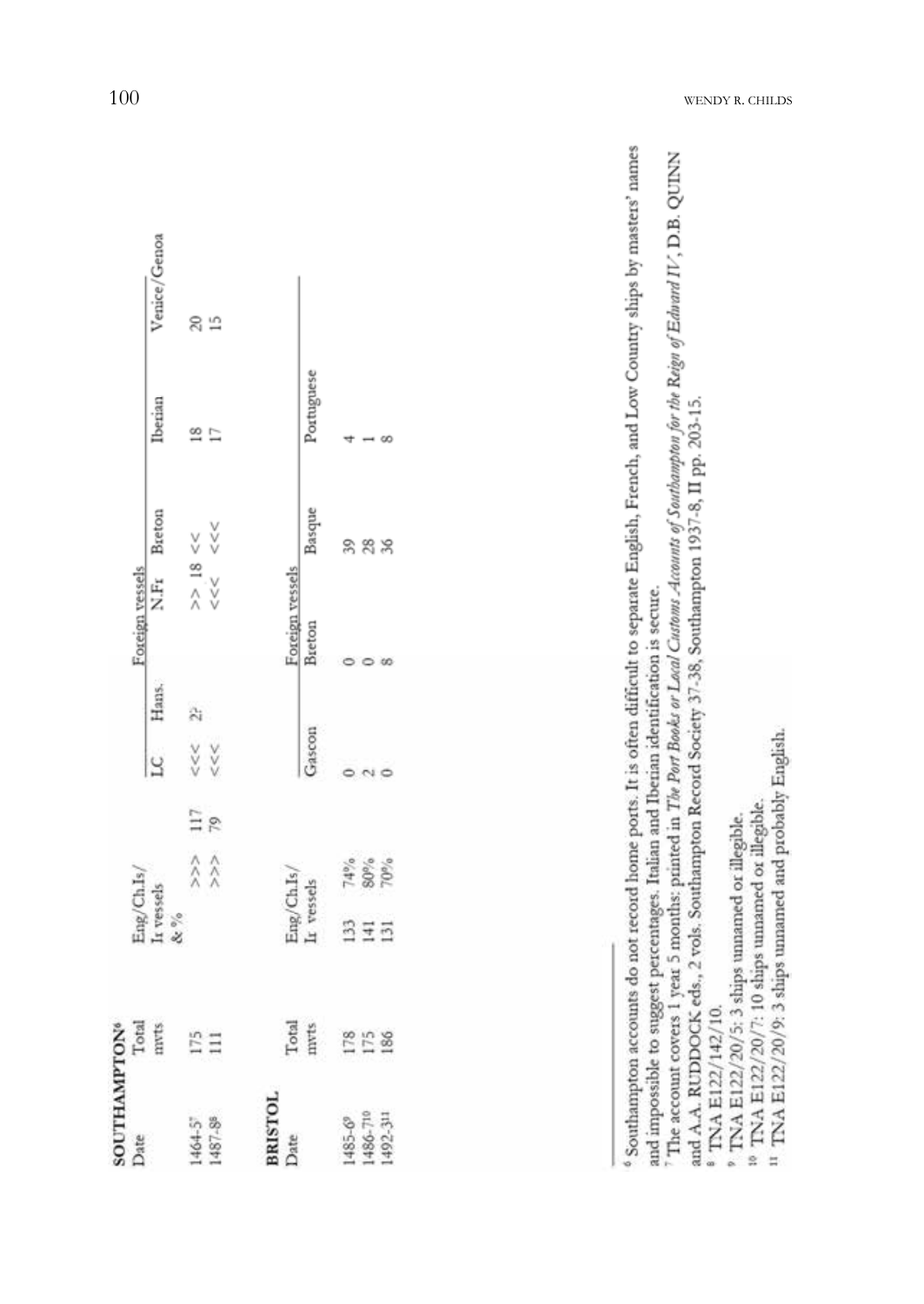**SOUTHAMPTON**[6]

| Date | Total mvts | Eng/Ch.Is/ Ir vessels & % | | Foreign vessels | | | | | |
|---|---|---|---|---|---|---|---|---|---|
| | | | | LC | Hans. | N.Fr | Breton | Iberian | Venice/Genoa |
| 1464-5[7] | 175 | >>> | 117 | <<< | 2? | >> 18 | << | 18 | 20 |
| 1487-8[8] | 111 | >>> | 79 | <<< | | <<< | <<< | 17 | 15 |

**BRISTOL**

| Date | Total mvts | Eng/Ch.Is/ Ir vessels | | Foreign vessels | | | |
|---|---|---|---|---|---|---|---|
| | | | | Gascon | Breton | Basque | Portuguese |
| 1485-6[9] | 178 | 133 | 74% | 0 | 0 | 39 | 4 |
| 1486-7[10] | 175 | 141 | 80% | 2 | 0 | 28 | 1 |
| 1492-3[11] | 186 | 131 | 70% | 0 | 8 | 36 | 8 |

---

[6] Southampton accounts do not record home ports. It is often difficult to separate English, French, and Low Country ships by masters' names and impossible to suggest percentages. Italian and Iberian identification is secure.

[7] The account covers 1 year 5 months: printed in *The Port Books or Local Customs Accounts of Southampton for the Reign of Edward IV*, D.B. QUINN and A.A. RUDDOCK eds., 2 vols. Southampton Record Society 37-38, Southampton 1937-8, II pp. 203-15.

[8] TNA E122/142/10.

[9] TNA E122/20/5: 3 ships unnamed or illegible.

[10] TNA E122/20/7: 10 ships unnamed or illegible.

[11] TNA E122/20/9: 3 ships unnamed and probably English.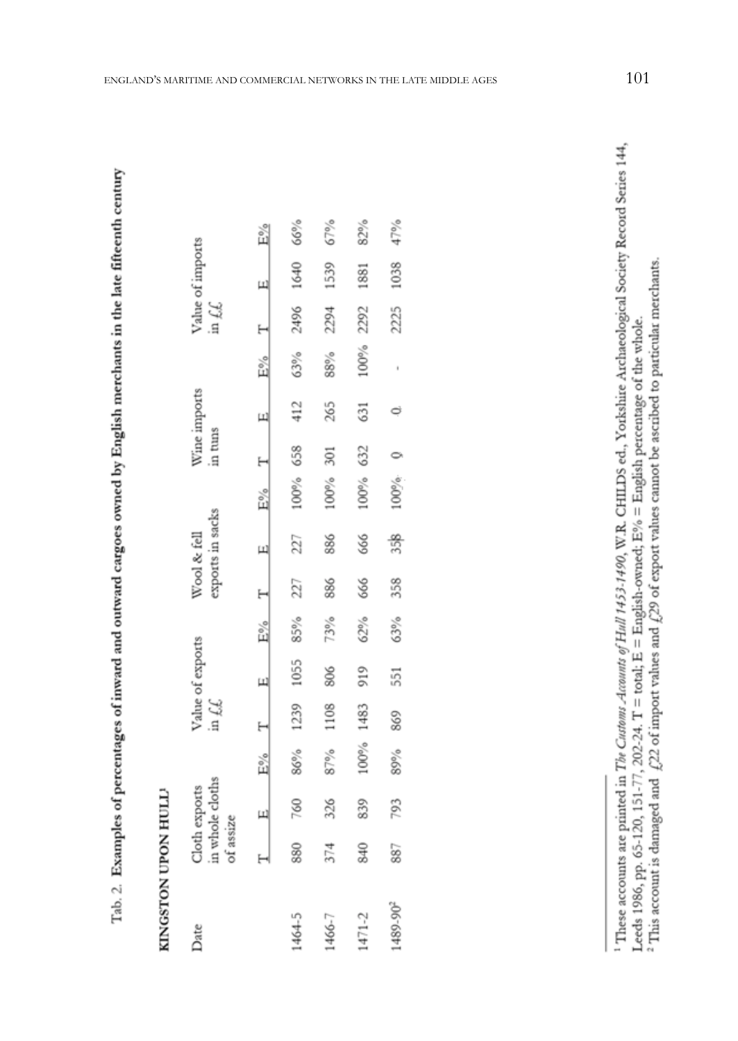Tab. 2. **Examples of percentages of inward and outward cargoes owned by English merchants in the late fifteenth century**

**KINGSTON UPON HULL**[1]

| Date | Cloth exports in whole cloths of assize | | | Value of exports in £££ | | | Wool & fell exports in sacks | | | Wine imports in tuns | | | Value of imports in ££ | | |
|---|---|---|---|---|---|---|---|---|---|---|---|---|---|---|---|
| | T | E | E% | T | E | E% | T | E | E% | T | E | E% | T | E | E% |
| 1464-5 | 880 | 760 | 86% | 1239 | 1055 | 85% | 227 | 227 | 100% | 658 | 412 | 63% | 2496 | 1640 | 66% |
| 1466-7 | 374 | 326 | 87% | 1108 | 806 | 73% | 886 | 886 | 100% | 301 | 265 | 88% | 2294 | 1539 | 67% |
| 1471-2 | 840 | 839 | 100% | 1483 | 919 | 62% | 666 | 666 | 100% | 632 | 631 | 100% | 2292 | 1881 | 82% |
| 1489-90[2] | 887 | 793 | 89% | 869 | 551 | 63% | 358 | 358 | 100% | 0 | 0 | - | 2225 | 1038 | 47% |

[1] These accounts are printed in *The Customs Accounts of Hull 1453-1490*, W.R. CHILDS ed., Yorkshire Archaeological Society Record Series 144, Leeds 1986, pp. 65-120, 151-77, 202-24. T = total; E = English-owned; E% = English percentage of the whole.

[2] This account is damaged and £22 of import values and £29 of export values cannot be ascribed to particular merchants.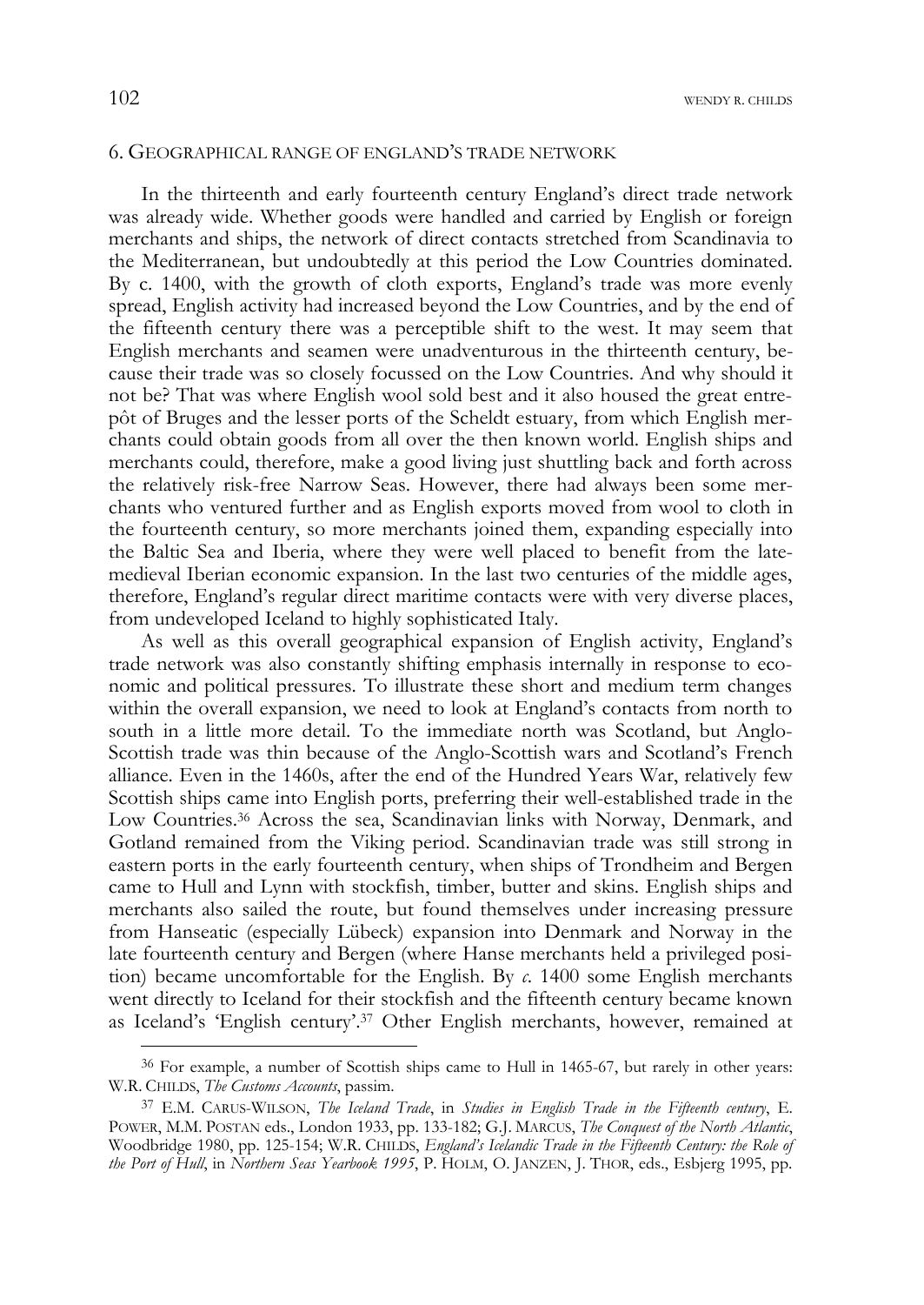## 6. Geographical range of England's trade network

In the thirteenth and early fourteenth century England's direct trade network was already wide. Whether goods were handled and carried by English or foreign merchants and ships, the network of direct contacts stretched from Scandinavia to the Mediterranean, but undoubtedly at this period the Low Countries dominated. By c. 1400, with the growth of cloth exports, England's trade was more evenly spread, English activity had increased beyond the Low Countries, and by the end of the fifteenth century there was a perceptible shift to the west. It may seem that English merchants and seamen were unadventurous in the thirteenth century, because their trade was so closely focussed on the Low Countries. And why should it not be? That was where English wool sold best and it also housed the great entrepôt of Bruges and the lesser ports of the Scheldt estuary, from which English merchants could obtain goods from all over the then known world. English ships and merchants could, therefore, make a good living just shuttling back and forth across the relatively risk-free Narrow Seas. However, there had always been some merchants who ventured further and as English exports moved from wool to cloth in the fourteenth century, so more merchants joined them, expanding especially into the Baltic Sea and Iberia, where they were well placed to benefit from the late-medieval Iberian economic expansion. In the last two centuries of the middle ages, therefore, England's regular direct maritime contacts were with very diverse places, from undeveloped Iceland to highly sophisticated Italy.

As well as this overall geographical expansion of English activity, England's trade network was also constantly shifting emphasis internally in response to economic and political pressures. To illustrate these short and medium term changes within the overall expansion, we need to look at England's contacts from north to south in a little more detail. To the immediate north was Scotland, but Anglo-Scottish trade was thin because of the Anglo-Scottish wars and Scotland's French alliance. Even in the 1460s, after the end of the Hundred Years War, relatively few Scottish ships came into English ports, preferring their well-established trade in the Low Countries.[36] Across the sea, Scandinavian links with Norway, Denmark, and Gotland remained from the Viking period. Scandinavian trade was still strong in eastern ports in the early fourteenth century, when ships of Trondheim and Bergen came to Hull and Lynn with stockfish, timber, butter and skins. English ships and merchants also sailed the route, but found themselves under increasing pressure from Hanseatic (especially Lübeck) expansion into Denmark and Norway in the late fourteenth century and Bergen (where Hanse merchants held a privileged position) became uncomfortable for the English. By *c.* 1400 some English merchants went directly to Iceland for their stockfish and the fifteenth century became known as Iceland's 'English century'.[37] Other English merchants, however, remained at

---

[36] For example, a number of Scottish ships came to Hull in 1465-67, but rarely in other years: W.R. Childs, *The Customs Accounts*, passim.

[37] E.M. Carus-Wilson, *The Iceland Trade*, in *Studies in English Trade in the Fifteenth century*, E. Power, M.M. Postan eds., London 1933, pp. 133-182; G.J. Marcus, *The Conquest of the North Atlantic*, Woodbridge 1980, pp. 125-154; W.R. Childs, *England's Icelandic Trade in the Fifteenth Century: the Role of the Port of Hull*, in *Northern Seas Yearbook 1995*, P. Holm, O. Janzen, J. Thor, eds., Esbjerg 1995, pp.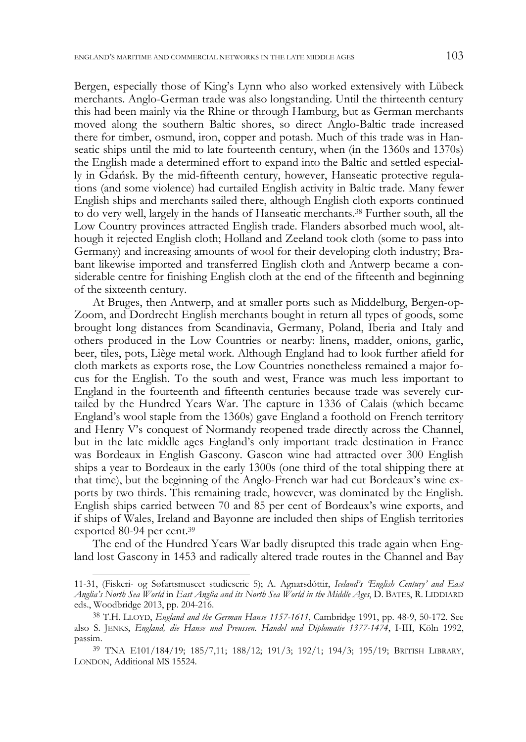Bergen, especially those of King's Lynn who also worked extensively with Lübeck merchants. Anglo-German trade was also longstanding. Until the thirteenth century this had been mainly via the Rhine or through Hamburg, but as German merchants moved along the southern Baltic shores, so direct Anglo-Baltic trade increased there for timber, osmund, iron, copper and potash. Much of this trade was in Hanseatic ships until the mid to late fourteenth century, when (in the 1360s and 1370s) the English made a determined effort to expand into the Baltic and settled especially in Gdańsk. By the mid-fifteenth century, however, Hanseatic protective regulations (and some violence) had curtailed English activity in Baltic trade. Many fewer English ships and merchants sailed there, although English cloth exports continued to do very well, largely in the hands of Hanseatic merchants.[38] Further south, all the Low Country provinces attracted English trade. Flanders absorbed much wool, although it rejected English cloth; Holland and Zeeland took cloth (some to pass into Germany) and increasing amounts of wool for their developing cloth industry; Brabant likewise imported and transferred English cloth and Antwerp became a considerable centre for finishing English cloth at the end of the fifteenth and beginning of the sixteenth century.

At Bruges, then Antwerp, and at smaller ports such as Middelburg, Bergen-op-Zoom, and Dordrecht English merchants bought in return all types of goods, some brought long distances from Scandinavia, Germany, Poland, Iberia and Italy and others produced in the Low Countries or nearby: linens, madder, onions, garlic, beer, tiles, pots, Liège metal work. Although England had to look further afield for cloth markets as exports rose, the Low Countries nonetheless remained a major focus for the English. To the south and west, France was much less important to England in the fourteenth and fifteenth centuries because trade was severely curtailed by the Hundred Years War. The capture in 1336 of Calais (which became England's wool staple from the 1360s) gave England a foothold on French territory and Henry V's conquest of Normandy reopened trade directly across the Channel, but in the late middle ages England's only important trade destination in France was Bordeaux in English Gascony. Gascon wine had attracted over 300 English ships a year to Bordeaux in the early 1300s (one third of the total shipping there at that time), but the beginning of the Anglo-French war had cut Bordeaux's wine exports by two thirds. This remaining trade, however, was dominated by the English. English ships carried between 70 and 85 per cent of Bordeaux's wine exports, and if ships of Wales, Ireland and Bayonne are included then ships of English territories exported 80-94 per cent.[39]

The end of the Hundred Years War badly disrupted this trade again when England lost Gascony in 1453 and radically altered trade routes in the Channel and Bay

---

11-31, (Fiskeri- og Søfartsmuseet studieserie 5); A. Agnarsdóttir, *Iceland's 'English Century' and East Anglia's North Sea World* in *East Anglia and its North Sea World in the Middle Ages*, D. BATES, R. LIDDIARD eds., Woodbridge 2013, pp. 204-216.

[38] T.H. LLOYD, *England and the German Hanse 1157-1611*, Cambridge 1991, pp. 48-9, 50-172. See also S. JENKS, *England, die Hanse und Preussen. Handel und Diplomatie 1377-1474*, I-III, Köln 1992, passim.

[39] TNA E101/184/19; 185/7,11; 188/12; 191/3; 192/1; 194/3; 195/19; BRITISH LIBRARY, LONDON, Additional MS 15524.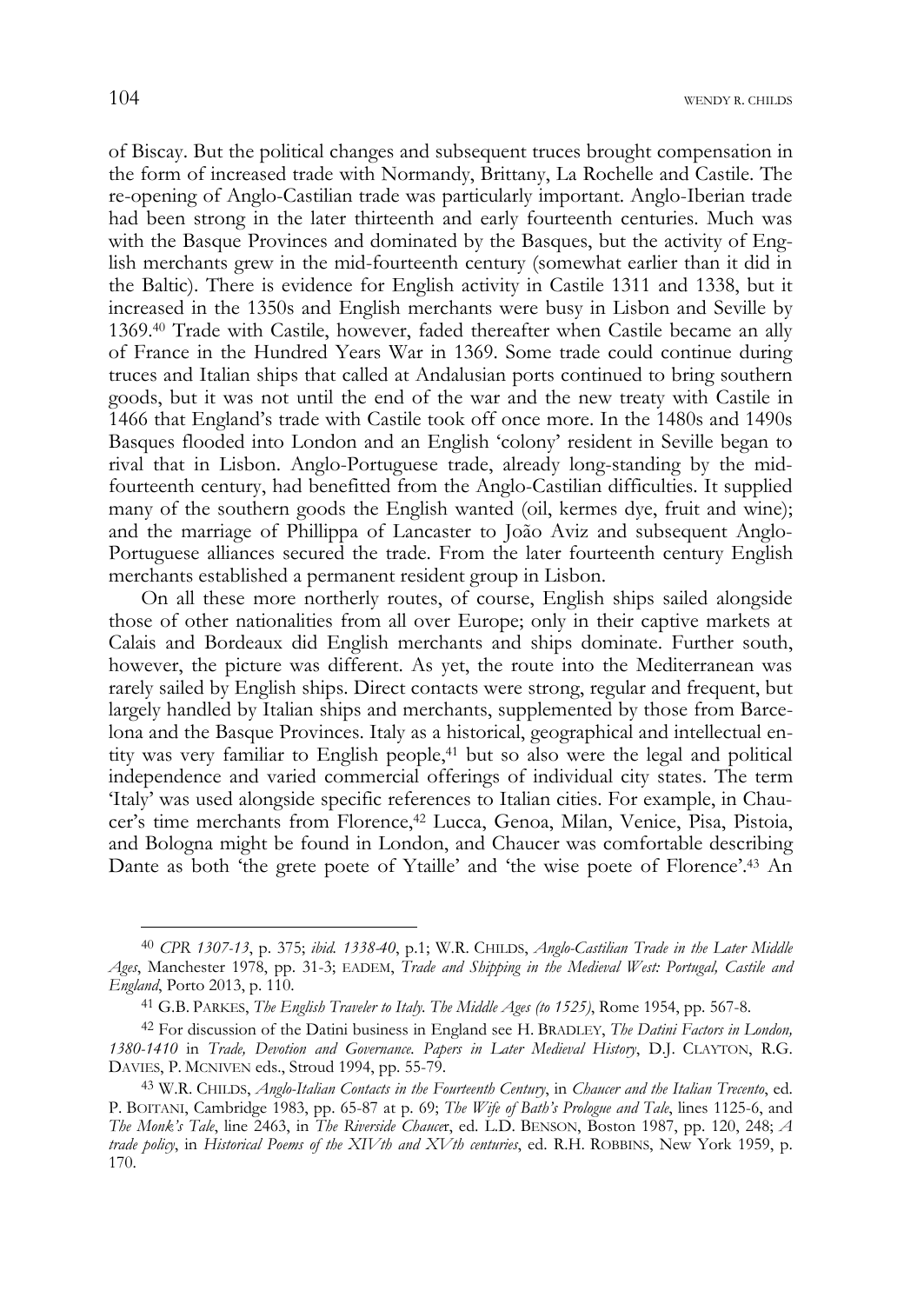of Biscay. But the political changes and subsequent truces brought compensation in the form of increased trade with Normandy, Brittany, La Rochelle and Castile. The re-opening of Anglo-Castilian trade was particularly important. Anglo-Iberian trade had been strong in the later thirteenth and early fourteenth centuries. Much was with the Basque Provinces and dominated by the Basques, but the activity of English merchants grew in the mid-fourteenth century (somewhat earlier than it did in the Baltic). There is evidence for English activity in Castile 1311 and 1338, but it increased in the 1350s and English merchants were busy in Lisbon and Seville by 1369.[40] Trade with Castile, however, faded thereafter when Castile became an ally of France in the Hundred Years War in 1369. Some trade could continue during truces and Italian ships that called at Andalusian ports continued to bring southern goods, but it was not until the end of the war and the new treaty with Castile in 1466 that England's trade with Castile took off once more. In the 1480s and 1490s Basques flooded into London and an English 'colony' resident in Seville began to rival that in Lisbon. Anglo-Portuguese trade, already long-standing by the mid-fourteenth century, had benefitted from the Anglo-Castilian difficulties. It supplied many of the southern goods the English wanted (oil, kermes dye, fruit and wine); and the marriage of Phillippa of Lancaster to João Aviz and subsequent Anglo-Portuguese alliances secured the trade. From the later fourteenth century English merchants established a permanent resident group in Lisbon.

On all these more northerly routes, of course, English ships sailed alongside those of other nationalities from all over Europe; only in their captive markets at Calais and Bordeaux did English merchants and ships dominate. Further south, however, the picture was different. As yet, the route into the Mediterranean was rarely sailed by English ships. Direct contacts were strong, regular and frequent, but largely handled by Italian ships and merchants, supplemented by those from Barcelona and the Basque Provinces. Italy as a historical, geographical and intellectual entity was very familiar to English people,[41] but so also were the legal and political independence and varied commercial offerings of individual city states. The term 'Italy' was used alongside specific references to Italian cities. For example, in Chaucer's time merchants from Florence,[42] Lucca, Genoa, Milan, Venice, Pisa, Pistoia, and Bologna might be found in London, and Chaucer was comfortable describing Dante as both 'the grete poete of Ytaille' and 'the wise poete of Florence'.[43] An

---

[40] *CPR 1307-13*, p. 375; *ibid. 1338-40*, p.1; W.R. CHILDS, *Anglo-Castilian Trade in the Later Middle Ages*, Manchester 1978, pp. 31-3; EADEM, *Trade and Shipping in the Medieval West: Portugal, Castile and England*, Porto 2013, p. 110.

[41] G.B. PARKES, *The English Traveler to Italy. The Middle Ages (to 1525)*, Rome 1954, pp. 567-8.

[42] For discussion of the Datini business in England see H. BRADLEY, *The Datini Factors in London, 1380-1410* in *Trade, Devotion and Governance. Papers in Later Medieval History*, D.J. CLAYTON, R.G. DAVIES, P. MCNIVEN eds., Stroud 1994, pp. 55-79.

[43] W.R. CHILDS, *Anglo-Italian Contacts in the Fourteenth Century*, in *Chaucer and the Italian Trecento*, ed. P. BOITANI, Cambridge 1983, pp. 65-87 at p. 69; *The Wife of Bath's Prologue and Tale*, lines 1125-6, and *The Monk's Tale*, line 2463, in *The Riverside Chaucer*, ed. L.D. BENSON, Boston 1987, pp. 120, 248; *A trade policy*, in *Historical Poems of the XIVth and XVth centuries*, ed. R.H. ROBBINS, New York 1959, p. 170.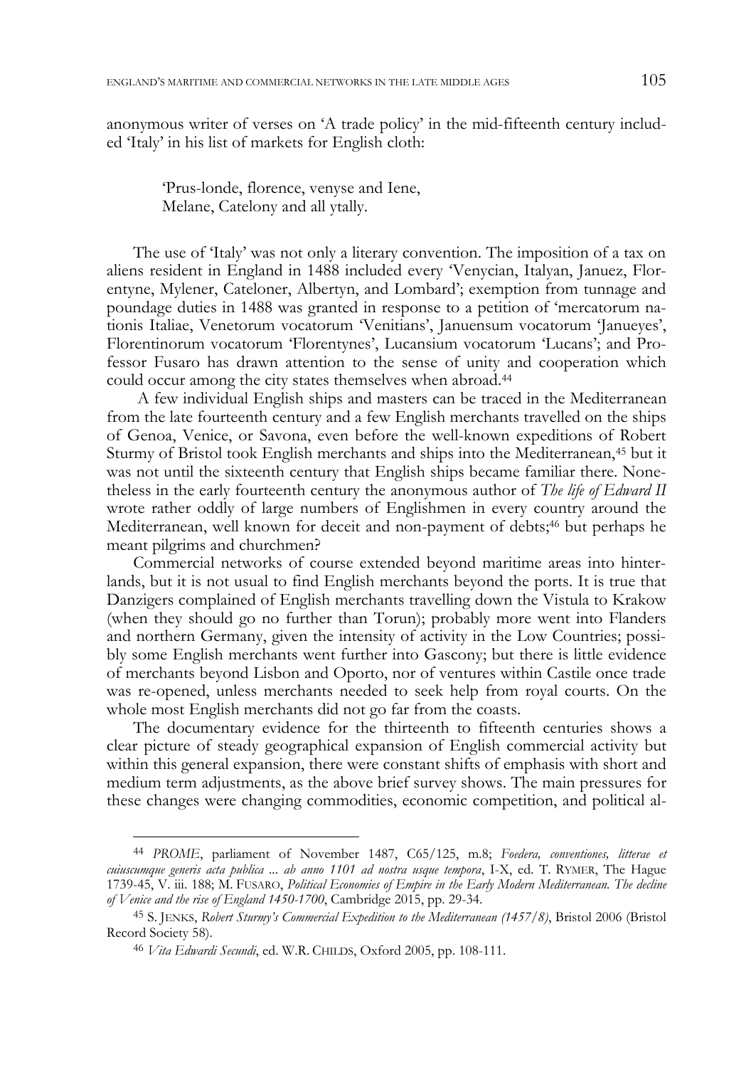anonymous writer of verses on 'A trade policy' in the mid-fifteenth century included 'Italy' in his list of markets for English cloth:

> 'Prus-londe, florence, venyse and Iene,
> Melane, Catelony and all ytally.

The use of 'Italy' was not only a literary convention. The imposition of a tax on aliens resident in England in 1488 included every 'Venycian, Italyan, Januez, Florentyne, Mylener, Cateloner, Albertyn, and Lombard'; exemption from tunnage and poundage duties in 1488 was granted in response to a petition of 'mercatorum nationis Italiae, Venetorum vocatorum 'Venitians', Januensum vocatorum 'Janueyes', Florentinorum vocatorum 'Florentynes', Lucansium vocatorum 'Lucans'; and Professor Fusaro has drawn attention to the sense of unity and cooperation which could occur among the city states themselves when abroad.[44]

A few individual English ships and masters can be traced in the Mediterranean from the late fourteenth century and a few English merchants travelled on the ships of Genoa, Venice, or Savona, even before the well-known expeditions of Robert Sturmy of Bristol took English merchants and ships into the Mediterranean,[45] but it was not until the sixteenth century that English ships became familiar there. Nonetheless in the early fourteenth century the anonymous author of *The life of Edward II* wrote rather oddly of large numbers of Englishmen in every country around the Mediterranean, well known for deceit and non-payment of debts;[46] but perhaps he meant pilgrims and churchmen?

Commercial networks of course extended beyond maritime areas into hinterlands, but it is not usual to find English merchants beyond the ports. It is true that Danzigers complained of English merchants travelling down the Vistula to Krakow (when they should go no further than Torun); probably more went into Flanders and northern Germany, given the intensity of activity in the Low Countries; possibly some English merchants went further into Gascony; but there is little evidence of merchants beyond Lisbon and Oporto, nor of ventures within Castile once trade was re-opened, unless merchants needed to seek help from royal courts. On the whole most English merchants did not go far from the coasts.

The documentary evidence for the thirteenth to fifteenth centuries shows a clear picture of steady geographical expansion of English commercial activity but within this general expansion, there were constant shifts of emphasis with short and medium term adjustments, as the above brief survey shows. The main pressures for these changes were changing commodities, economic competition, and political al-

---

[44] *PROME*, parliament of November 1487, C65/125, m.8; *Foedera, conventiones, litterae et cuiuscumque generis acta publica ... ab anno 1101 ad nostra usque tempora*, I-X, ed. T. RYMER, The Hague 1739-45, V. iii. 188; M. FUSARO, *Political Economies of Empire in the Early Modern Mediterranean. The decline of Venice and the rise of England 1450-1700*, Cambridge 2015, pp. 29-34.

[45] S. JENKS, *Robert Sturmy's Commercial Expedition to the Mediterranean (1457/8)*, Bristol 2006 (Bristol Record Society 58).

[46] *Vita Edwardi Secundi*, ed. W.R. CHILDS, Oxford 2005, pp. 108-111.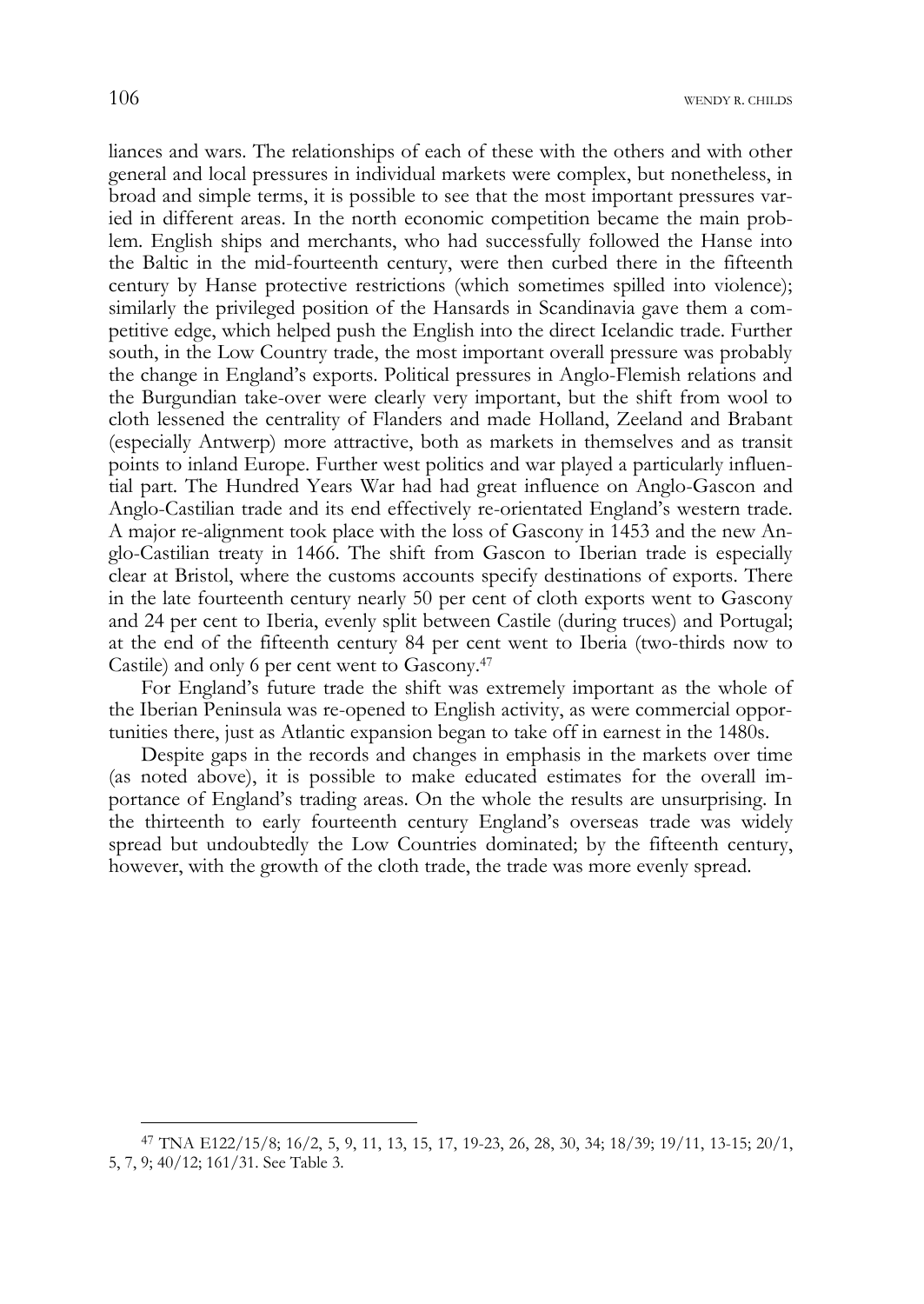liances and wars. The relationships of each of these with the others and with other general and local pressures in individual markets were complex, but nonetheless, in broad and simple terms, it is possible to see that the most important pressures varied in different areas. In the north economic competition became the main problem. English ships and merchants, who had successfully followed the Hanse into the Baltic in the mid-fourteenth century, were then curbed there in the fifteenth century by Hanse protective restrictions (which sometimes spilled into violence); similarly the privileged position of the Hansards in Scandinavia gave them a competitive edge, which helped push the English into the direct Icelandic trade. Further south, in the Low Country trade, the most important overall pressure was probably the change in England's exports. Political pressures in Anglo-Flemish relations and the Burgundian take-over were clearly very important, but the shift from wool to cloth lessened the centrality of Flanders and made Holland, Zeeland and Brabant (especially Antwerp) more attractive, both as markets in themselves and as transit points to inland Europe. Further west politics and war played a particularly influential part. The Hundred Years War had had great influence on Anglo-Gascon and Anglo-Castilian trade and its end effectively re-orientated England's western trade. A major re-alignment took place with the loss of Gascony in 1453 and the new Anglo-Castilian treaty in 1466. The shift from Gascon to Iberian trade is especially clear at Bristol, where the customs accounts specify destinations of exports. There in the late fourteenth century nearly 50 per cent of cloth exports went to Gascony and 24 per cent to Iberia, evenly split between Castile (during truces) and Portugal; at the end of the fifteenth century 84 per cent went to Iberia (two-thirds now to Castile) and only 6 per cent went to Gascony.[47]

For England's future trade the shift was extremely important as the whole of the Iberian Peninsula was re-opened to English activity, as were commercial opportunities there, just as Atlantic expansion began to take off in earnest in the 1480s.

Despite gaps in the records and changes in emphasis in the markets over time (as noted above), it is possible to make educated estimates for the overall importance of England's trading areas. On the whole the results are unsurprising. In the thirteenth to early fourteenth century England's overseas trade was widely spread but undoubtedly the Low Countries dominated; by the fifteenth century, however, with the growth of the cloth trade, the trade was more evenly spread.

---

[47] TNA E122/15/8; 16/2, 5, 9, 11, 13, 15, 17, 19-23, 26, 28, 30, 34; 18/39; 19/11, 13-15; 20/1, 5, 7, 9; 40/12; 161/31. See Table 3.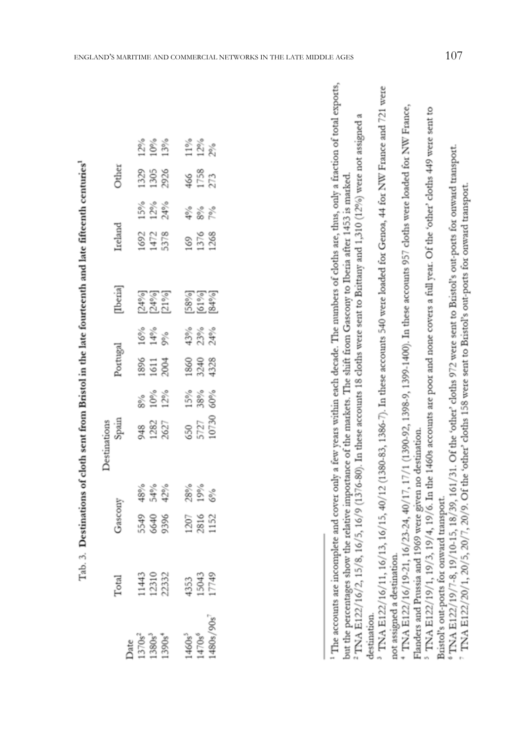Tab. 3. **Destinations of cloth sent from Bristol in the late fourteenth and late fifteenth centuries**[1]

| Date | Total | Destinations | | | | | | | | | | |
|---|---|---|---|---|---|---|---|---|---|---|---|---|
| | | Gascony | | Spain | | Portugal | | [Iberia] | Ireland | | Other | |
| 1370s[2] | 11443 | 5549 | 48% | 948 | 8% | 1896 | 16% | [24%] | 1692 | 15% | 1329 | 12% |
| 1380s[3] | 12310 | 6640 | 54% | 1282 | 10% | 1611 | 14% | [24%] | 1472 | 12% | 1305 | 10% |
| 1390s[4] | 22332 | 9396 | 42% | 2627 | 12% | 2004 | 9% | [21%] | 5378 | 24% | 2926 | 13% |
| 1460s[5] | 4353 | 1207 | 28% | 650 | 15% | 1860 | 43% | [58%] | 169 | 4% | 466 | 11% |
| 1470s[6] | 15043 | 2816 | 19% | 5727 | 38% | 3240 | 23% | [61%] | 1376 | 8% | 1758 | 12% |
| 1480s/90s[7] | 17749 | 1152 | 6% | 10730 | 60% | 4328 | 24% | [84%] | 1268 | 7% | 273 | 2% |

---

[1] The accounts are incomplete and cover only a few years within each decade. The numbers of cloths are, thus, only a fraction of total exports, but the percentages show the relative importance of the markets. The shift from Gascony to Iberia after 1453 is marked.

[2] TNA E122/16/2, 15/8, 16/5, 16/9 (1376-80). In these accounts 18 cloths were sent to Brittany and 1,310 (12%) were not assigned a destination.

[3] TNA E122/16/11, 16/13, 16/15, 40/12 (1380-83, 1386-7). In these accounts 540 were loaded for Genoa, 44 for NW France and 721 were not assigned a destination.

[4] TNA E122/16/19-21, 16/23-24, 40/17, 17/1 (1390-92, 1398-9, 1399-1400). In these accounts 957 cloths were loaded for NW France, Flanders and Prussia and 1969 were given no destination.

[5] TNA E122/19/1, 19/3, 19/4, 19/6. In the 1460s accounts are poor and none covers a full year. Of the 'other' cloths 449 were sent to Bristol's out-ports for onward transport.

[6] TNA E122/19/7-8, 19/10-15, 18/39, 161/31. Of the 'other' cloths 972 were sent to Bristol's out-ports for onward transport.

[7] TNA E122/20/1, 20/5, 20/7, 20/9. Of the 'other' cloths 158 were sent to Bristol's out-ports for onward transport.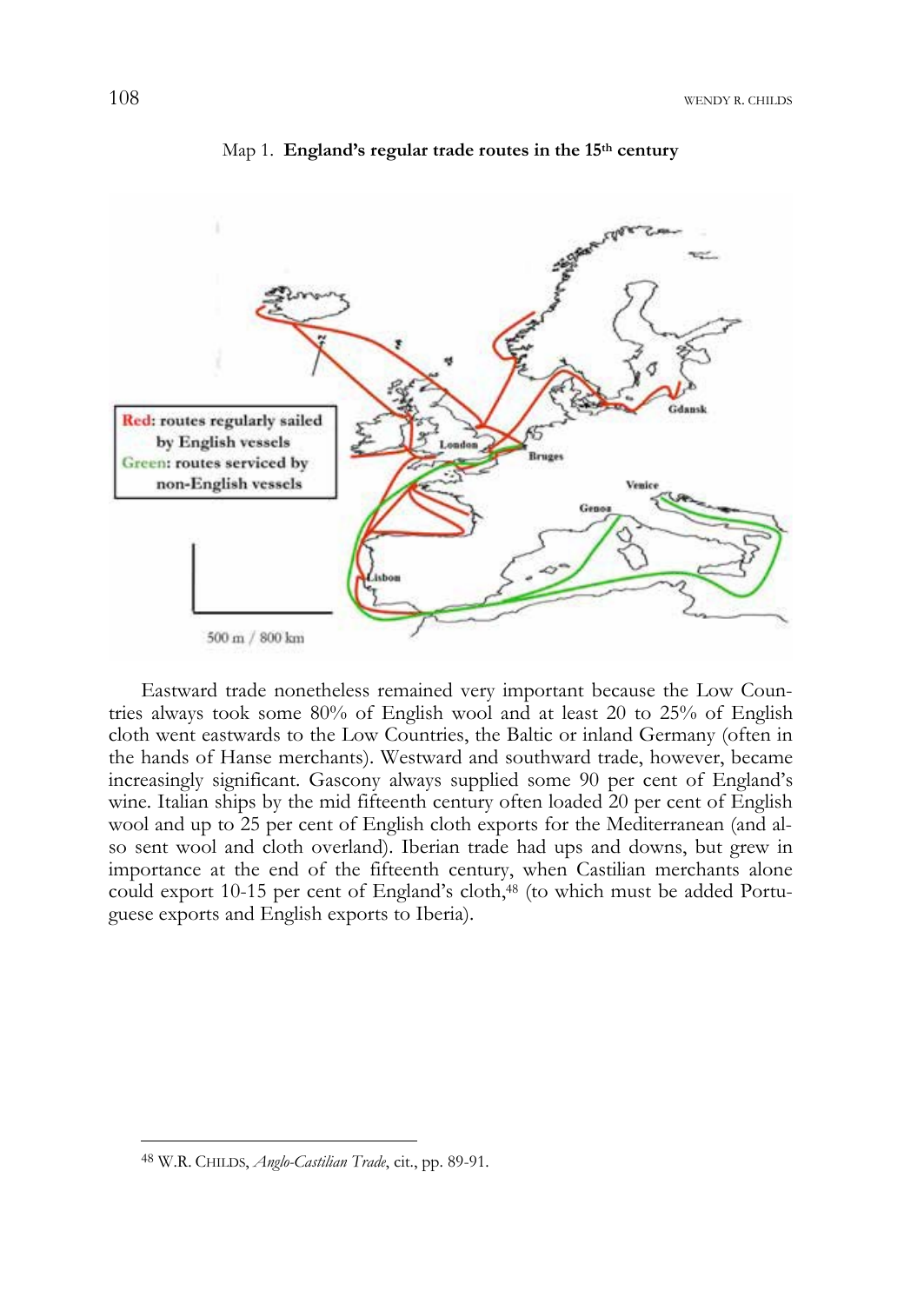Map 1. **England's regular trade routes in the 15th century**

Eastward trade nonetheless remained very important because the Low Countries always took some 80% of English wool and at least 20 to 25% of English cloth went eastwards to the Low Countries, the Baltic or inland Germany (often in the hands of Hanse merchants). Westward and southward trade, however, became increasingly significant. Gascony always supplied some 90 per cent of England's wine. Italian ships by the mid fifteenth century often loaded 20 per cent of English wool and up to 25 per cent of English cloth exports for the Mediterranean (and also sent wool and cloth overland). Iberian trade had ups and downs, but grew in importance at the end of the fifteenth century, when Castilian merchants alone could export 10-15 per cent of England's cloth,[48] (to which must be added Portuguese exports and English exports to Iberia).

[48] W.R. CHILDS, *Anglo-Castilian Trade*, cit., pp. 89-91.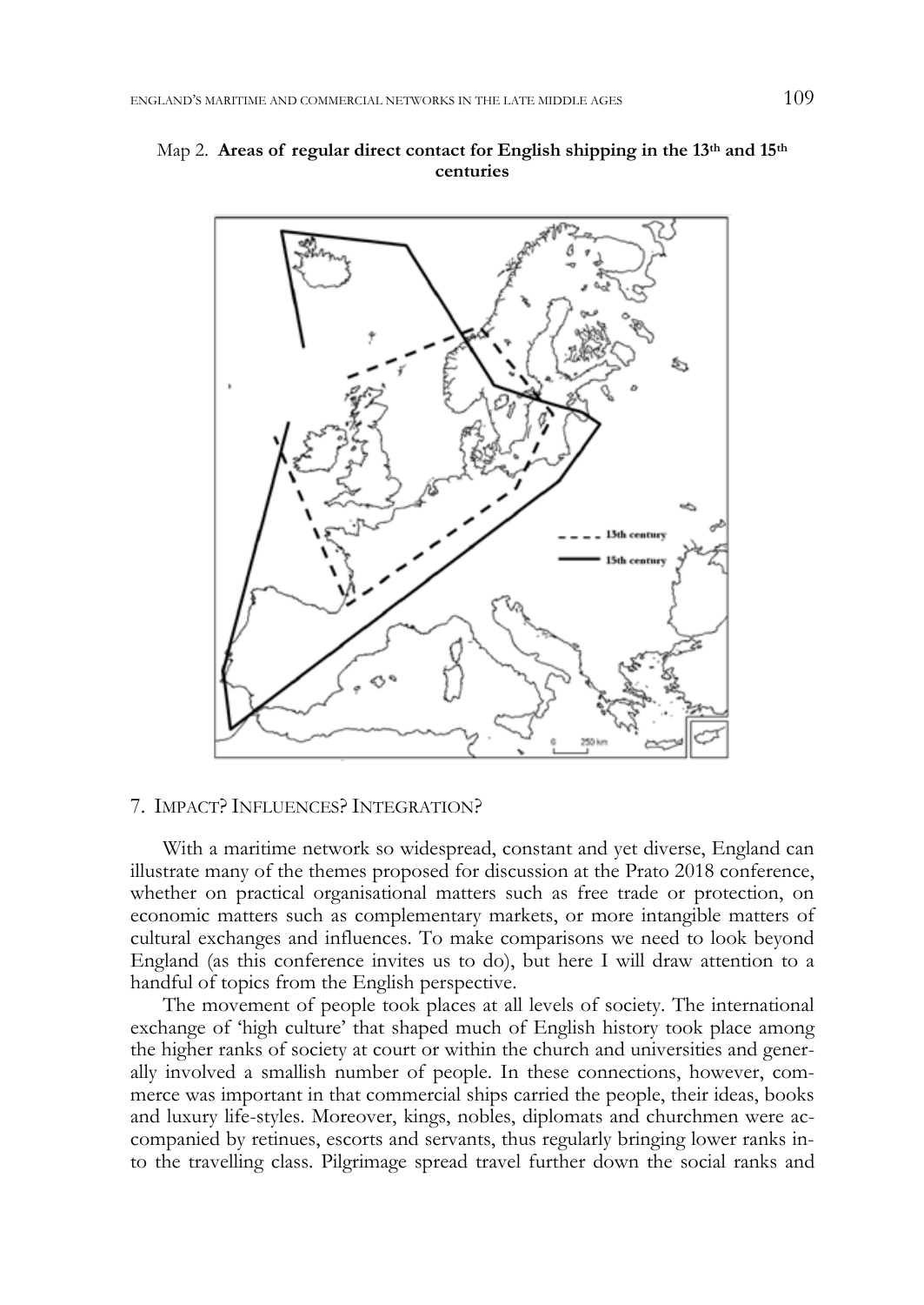Map 2. **Areas of regular direct contact for English shipping in the 13th and 15th centuries**

## 7. Impact? Influences? Integration?

With a maritime network so widespread, constant and yet diverse, England can illustrate many of the themes proposed for discussion at the Prato 2018 conference, whether on practical organisational matters such as free trade or protection, on economic matters such as complementary markets, or more intangible matters of cultural exchanges and influences. To make comparisons we need to look beyond England (as this conference invites us to do), but here I will draw attention to a handful of topics from the English perspective.

The movement of people took places at all levels of society. The international exchange of 'high culture' that shaped much of English history took place among the higher ranks of society at court or within the church and universities and generally involved a smallish number of people. In these connections, however, commerce was important in that commercial ships carried the people, their ideas, books and luxury life-styles. Moreover, kings, nobles, diplomats and churchmen were accompanied by retinues, escorts and servants, thus regularly bringing lower ranks into the travelling class. Pilgrimage spread travel further down the social ranks and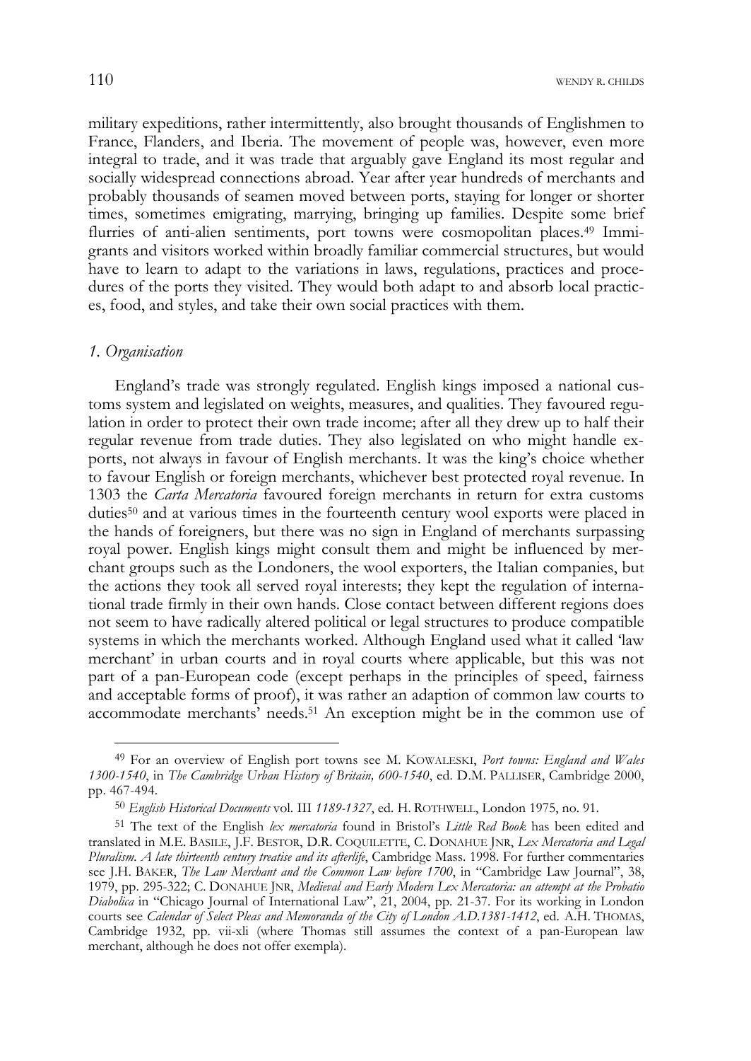military expeditions, rather intermittently, also brought thousands of Englishmen to France, Flanders, and Iberia. The movement of people was, however, even more integral to trade, and it was trade that arguably gave England its most regular and socially widespread connections abroad. Year after year hundreds of merchants and probably thousands of seamen moved between ports, staying for longer or shorter times, sometimes emigrating, marrying, bringing up families. Despite some brief flurries of anti-alien sentiments, port towns were cosmopolitan places.[49] Immigrants and visitors worked within broadly familiar commercial structures, but would have to learn to adapt to the variations in laws, regulations, practices and procedures of the ports they visited. They would both adapt to and absorb local practices, food, and styles, and take their own social practices with them.

### *1. Organisation*

England's trade was strongly regulated. English kings imposed a national customs system and legislated on weights, measures, and qualities. They favoured regulation in order to protect their own trade income; after all they drew up to half their regular revenue from trade duties. They also legislated on who might handle exports, not always in favour of English merchants. It was the king's choice whether to favour English or foreign merchants, whichever best protected royal revenue. In 1303 the *Carta Mercatoria* favoured foreign merchants in return for extra customs duties[50] and at various times in the fourteenth century wool exports were placed in the hands of foreigners, but there was no sign in England of merchants surpassing royal power. English kings might consult them and might be influenced by merchant groups such as the Londoners, the wool exporters, the Italian companies, but the actions they took all served royal interests; they kept the regulation of international trade firmly in their own hands. Close contact between different regions does not seem to have radically altered political or legal structures to produce compatible systems in which the merchants worked. Although England used what it called 'law merchant' in urban courts and in royal courts where applicable, but this was not part of a pan-European code (except perhaps in the principles of speed, fairness and acceptable forms of proof), it was rather an adaption of common law courts to accommodate merchants' needs.[51] An exception might be in the common use of

---

[49] For an overview of English port towns see M. KOWALESKI, *Port towns: England and Wales 1300-1540*, in *The Cambridge Urban History of Britain, 600-1540*, ed. D.M. PALLISER, Cambridge 2000, pp. 467-494.

[50] *English Historical Documents* vol. III *1189-1327*, ed. H. ROTHWELL, London 1975, no. 91.

[51] The text of the English *lex mercatoria* found in Bristol's *Little Red Book* has been edited and translated in M.E. BASILE, J.F. BESTOR, D.R. COQUILETTE, C. DONAHUE JNR, *Lex Mercatoria and Legal Pluralism. A late thirteenth century treatise and its afterlife*, Cambridge Mass. 1998. For further commentaries see J.H. BAKER, *The Law Merchant and the Common Law before 1700*, in "Cambridge Law Journal", 38, 1979, pp. 295-322; C. DONAHUE JNR, *Medieval and Early Modern Lex Mercatoria: an attempt at the Probatio Diabolica* in "Chicago Journal of International Law", 21, 2004, pp. 21-37. For its working in London courts see *Calendar of Select Pleas and Memoranda of the City of London A.D.1381-1412*, ed. A.H. THOMAS, Cambridge 1932, pp. vii-xli (where Thomas still assumes the context of a pan-European law merchant, although he does not offer exempla).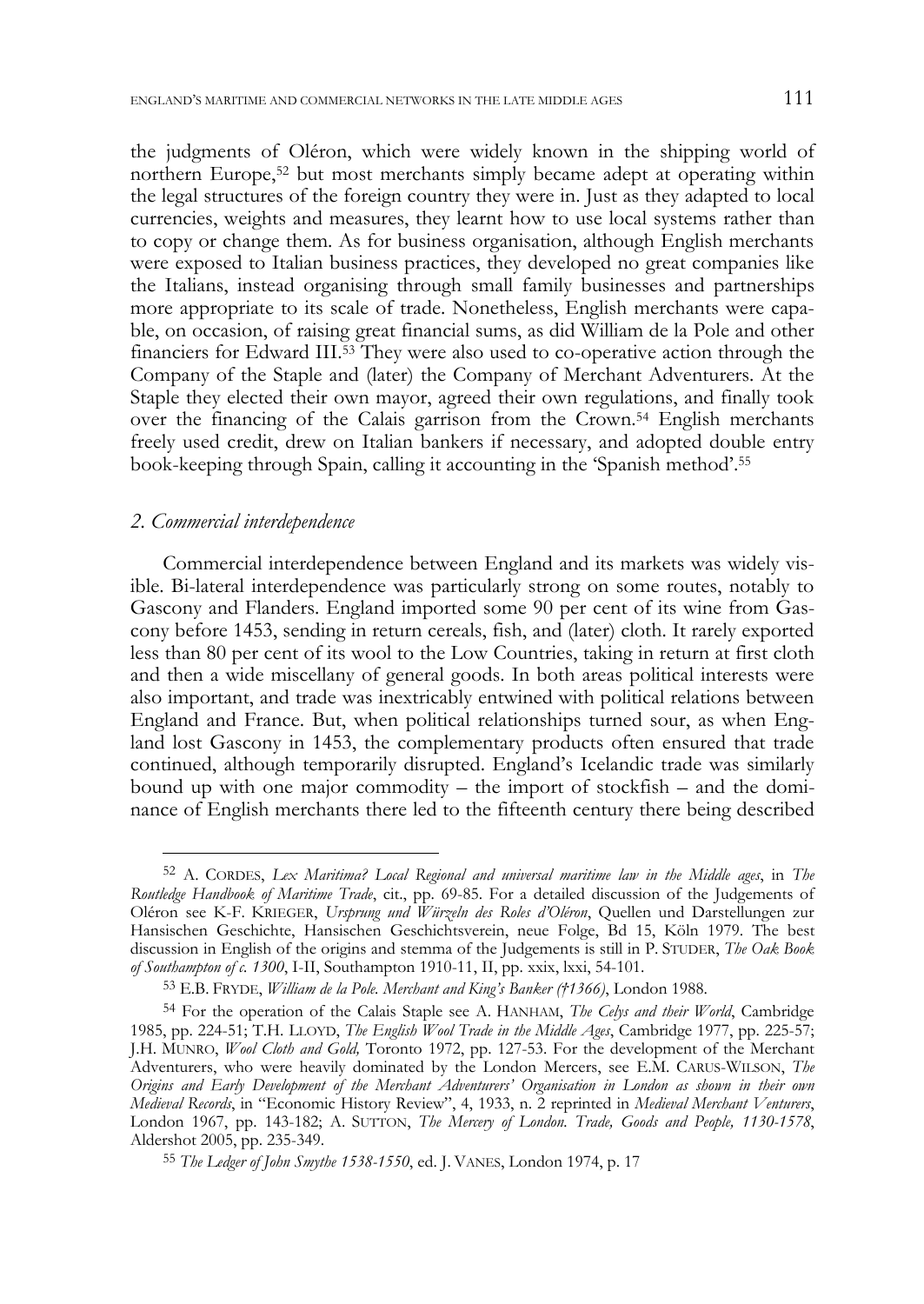the judgments of Oléron, which were widely known in the shipping world of northern Europe,[52] but most merchants simply became adept at operating within the legal structures of the foreign country they were in. Just as they adapted to local currencies, weights and measures, they learnt how to use local systems rather than to copy or change them. As for business organisation, although English merchants were exposed to Italian business practices, they developed no great companies like the Italians, instead organising through small family businesses and partnerships more appropriate to its scale of trade. Nonetheless, English merchants were capable, on occasion, of raising great financial sums, as did William de la Pole and other financiers for Edward III.[53] They were also used to co-operative action through the Company of the Staple and (later) the Company of Merchant Adventurers. At the Staple they elected their own mayor, agreed their own regulations, and finally took over the financing of the Calais garrison from the Crown.[54] English merchants freely used credit, drew on Italian bankers if necessary, and adopted double entry book-keeping through Spain, calling it accounting in the 'Spanish method'.[55]

## *2. Commercial interdependence*

Commercial interdependence between England and its markets was widely visible. Bi-lateral interdependence was particularly strong on some routes, notably to Gascony and Flanders. England imported some 90 per cent of its wine from Gascony before 1453, sending in return cereals, fish, and (later) cloth. It rarely exported less than 80 per cent of its wool to the Low Countries, taking in return at first cloth and then a wide miscellany of general goods. In both areas political interests were also important, and trade was inextricably entwined with political relations between England and France. But, when political relationships turned sour, as when England lost Gascony in 1453, the complementary products often ensured that trade continued, although temporarily disrupted. England's Icelandic trade was similarly bound up with one major commodity – the import of stockfish – and the dominance of English merchants there led to the fifteenth century there being described

---

[52] A. CORDES, *Lex Maritima? Local Regional and universal maritime law in the Middle ages*, in *The Routledge Handbook of Maritime Trade*, cit., pp. 69-85. For a detailed discussion of the Judgements of Oléron see K-F. KRIEGER, *Ursprung und Würzeln des Roles d'Oléron*, Quellen und Darstellungen zur Hansischen Geschichte, Hansischen Geschichtsverein, neue Folge, Bd 15, Köln 1979. The best discussion in English of the origins and stemma of the Judgements is still in P. STUDER, *The Oak Book of Southampton of c. 1300*, I-II, Southampton 1910-11, II, pp. xxix, lxxi, 54-101.

[53] E.B. FRYDE, *William de la Pole. Merchant and King's Banker (†1366)*, London 1988.

[54] For the operation of the Calais Staple see A. HANHAM, *The Celys and their World*, Cambridge 1985, pp. 224-51; T.H. LLOYD, *The English Wool Trade in the Middle Ages*, Cambridge 1977, pp. 225-57; J.H. MUNRO, *Wool Cloth and Gold,* Toronto 1972, pp. 127-53. For the development of the Merchant Adventurers, who were heavily dominated by the London Mercers, see E.M. CARUS-WILSON, *The Origins and Early Development of the Merchant Adventurers' Organisation in London as shown in their own Medieval Records*, in "Economic History Review", 4, 1933, n. 2 reprinted in *Medieval Merchant Venturers*, London 1967, pp. 143-182; A. SUTTON, *The Mercery of London. Trade, Goods and People, 1130-1578*, Aldershot 2005, pp. 235-349.

[55] *The Ledger of John Smythe 1538-1550*, ed. J. VANES, London 1974, p. 17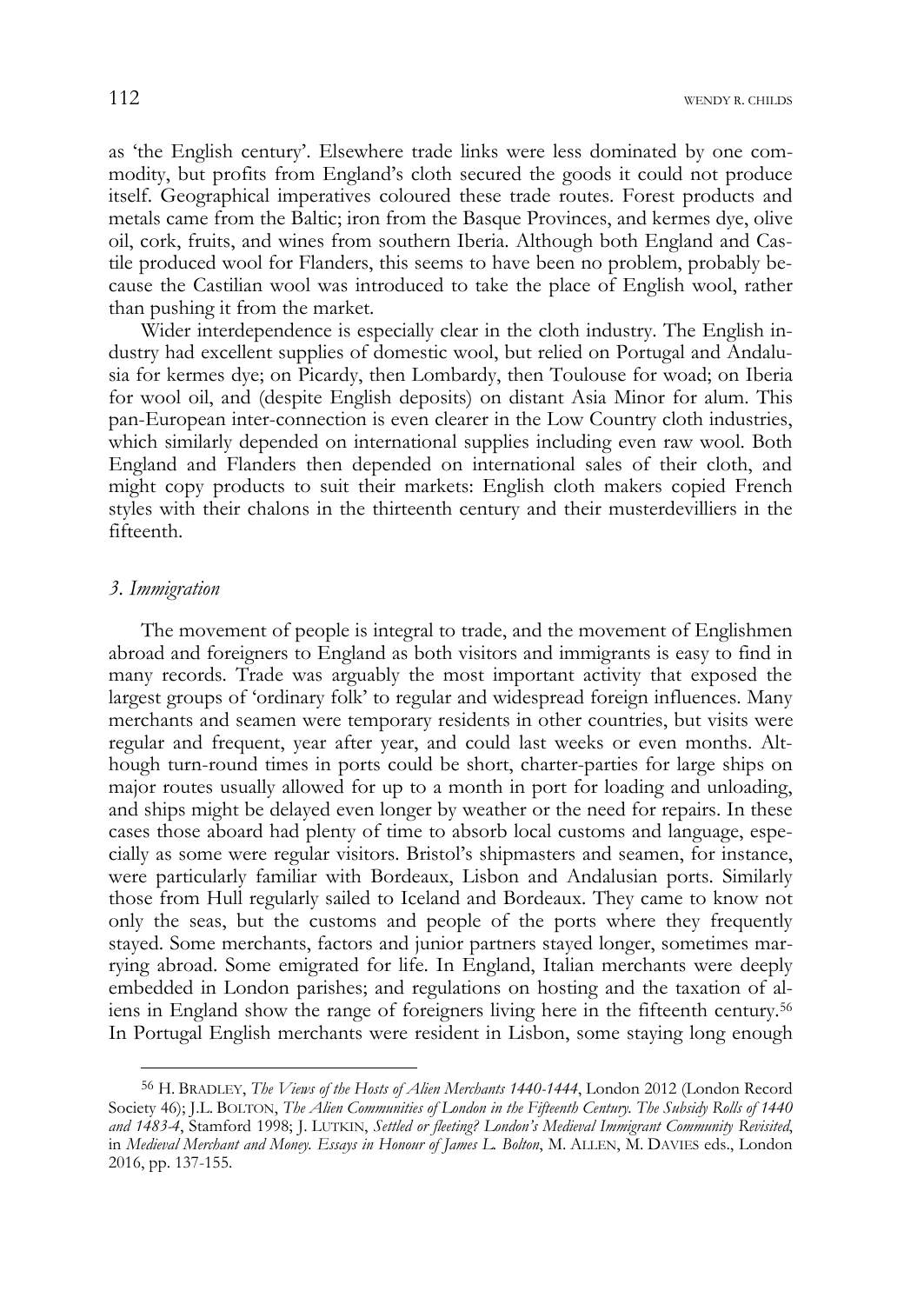as 'the English century'. Elsewhere trade links were less dominated by one commodity, but profits from England's cloth secured the goods it could not produce itself. Geographical imperatives coloured these trade routes. Forest products and metals came from the Baltic; iron from the Basque Provinces, and kermes dye, olive oil, cork, fruits, and wines from southern Iberia. Although both England and Castile produced wool for Flanders, this seems to have been no problem, probably because the Castilian wool was introduced to take the place of English wool, rather than pushing it from the market.

Wider interdependence is especially clear in the cloth industry. The English industry had excellent supplies of domestic wool, but relied on Portugal and Andalusia for kermes dye; on Picardy, then Lombardy, then Toulouse for woad; on Iberia for wool oil, and (despite English deposits) on distant Asia Minor for alum. This pan-European inter-connection is even clearer in the Low Country cloth industries, which similarly depended on international supplies including even raw wool. Both England and Flanders then depended on international sales of their cloth, and might copy products to suit their markets: English cloth makers copied French styles with their chalons in the thirteenth century and their musterdevilliers in the fifteenth.

### *3. Immigration*

The movement of people is integral to trade, and the movement of Englishmen abroad and foreigners to England as both visitors and immigrants is easy to find in many records. Trade was arguably the most important activity that exposed the largest groups of 'ordinary folk' to regular and widespread foreign influences. Many merchants and seamen were temporary residents in other countries, but visits were regular and frequent, year after year, and could last weeks or even months. Although turn-round times in ports could be short, charter-parties for large ships on major routes usually allowed for up to a month in port for loading and unloading, and ships might be delayed even longer by weather or the need for repairs. In these cases those aboard had plenty of time to absorb local customs and language, especially as some were regular visitors. Bristol's shipmasters and seamen, for instance, were particularly familiar with Bordeaux, Lisbon and Andalusian ports. Similarly those from Hull regularly sailed to Iceland and Bordeaux. They came to know not only the seas, but the customs and people of the ports where they frequently stayed. Some merchants, factors and junior partners stayed longer, sometimes marrying abroad. Some emigrated for life. In England, Italian merchants were deeply embedded in London parishes; and regulations on hosting and the taxation of aliens in England show the range of foreigners living here in the fifteenth century.[56] In Portugal English merchants were resident in Lisbon, some staying long enough

---

[56] H. BRADLEY, *The Views of the Hosts of Alien Merchants 1440-1444*, London 2012 (London Record Society 46); J.L. BOLTON, *The Alien Communities of London in the Fifteenth Century. The Subsidy Rolls of 1440 and 1483-4*, Stamford 1998; J. LUTKIN, *Settled or fleeting? London's Medieval Immigrant Community Revisited*, in *Medieval Merchant and Money. Essays in Honour of James L. Bolton*, M. ALLEN, M. DAVIES eds., London 2016, pp. 137-155.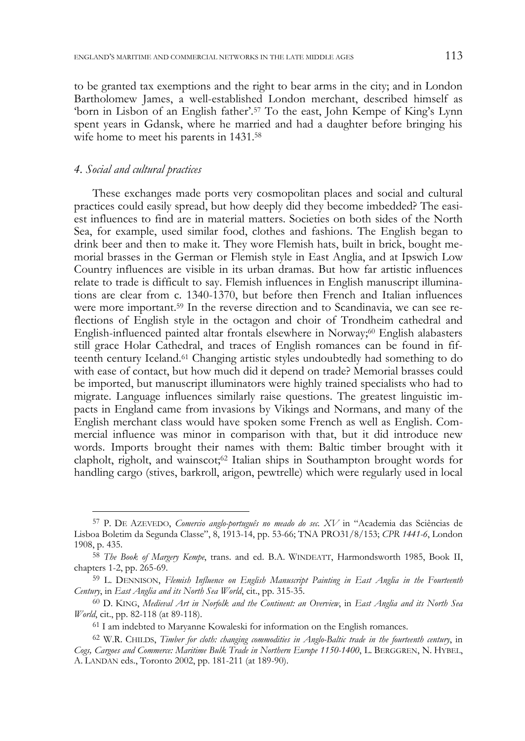to be granted tax exemptions and the right to bear arms in the city; and in London Bartholomew James, a well-established London merchant, described himself as 'born in Lisbon of an English father'.[57] To the east, John Kempe of King's Lynn spent years in Gdansk, where he married and had a daughter before bringing his wife home to meet his parents in 1431.[58]

### *4. Social and cultural practices*

These exchanges made ports very cosmopolitan places and social and cultural practices could easily spread, but how deeply did they become imbedded? The easiest influences to find are in material matters. Societies on both sides of the North Sea, for example, used similar food, clothes and fashions. The English began to drink beer and then to make it. They wore Flemish hats, built in brick, bought memorial brasses in the German or Flemish style in East Anglia, and at Ipswich Low Country influences are visible in its urban dramas. But how far artistic influences relate to trade is difficult to say. Flemish influences in English manuscript illuminations are clear from c. 1340-1370, but before then French and Italian influences were more important.[59] In the reverse direction and to Scandinavia, we can see reflections of English style in the octagon and choir of Trondheim cathedral and English-influenced painted altar frontals elsewhere in Norway;[60] English alabasters still grace Holar Cathedral, and traces of English romances can be found in fifteenth century Iceland.[61] Changing artistic styles undoubtedly had something to do with ease of contact, but how much did it depend on trade? Memorial brasses could be imported, but manuscript illuminators were highly trained specialists who had to migrate. Language influences similarly raise questions. The greatest linguistic impacts in England came from invasions by Vikings and Normans, and many of the English merchant class would have spoken some French as well as English. Commercial influence was minor in comparison with that, but it did introduce new words. Imports brought their names with them: Baltic timber brought with it clapholt, righolt, and wainscot;[62] Italian ships in Southampton brought words for handling cargo (stives, barkroll, arigon, pewtrelle) which were regularly used in local

---

[57] P. DE AZEVEDO, *Comercio anglo-português no meado do sec. XV* in "Academia das Sciências de Lisboa Boletim da Segunda Classe", 8, 1913-14, pp. 53-66; TNA PRO31/8/153; *CPR 1441-6*, London 1908, p. 435.

[58] *The Book of Margery Kempe*, trans. and ed. B.A. WINDEATT, Harmondsworth 1985, Book II, chapters 1-2, pp. 265-69.

[59] L. DENNISON, *Flemish Influence on English Manuscript Painting in East Anglia in the Fourteenth Century*, in *East Anglia and its North Sea World*, cit., pp. 315-35.

[60] D. KING, *Medieval Art in Norfolk and the Continent: an Overview*, in *East Anglia and its North Sea World*, cit., pp. 82-118 (at 89-118).

[61] I am indebted to Maryanne Kowaleski for information on the English romances.

[62] W.R. CHILDS, *Timber for cloth: changing commodities in Anglo-Baltic trade in the fourteenth century*, in *Cogs, Cargoes and Commerce: Maritime Bulk Trade in Northern Europe 1150-1400*, L. BERGGREN, N. HYBEL, A. LANDAN eds., Toronto 2002, pp. 181-211 (at 189-90).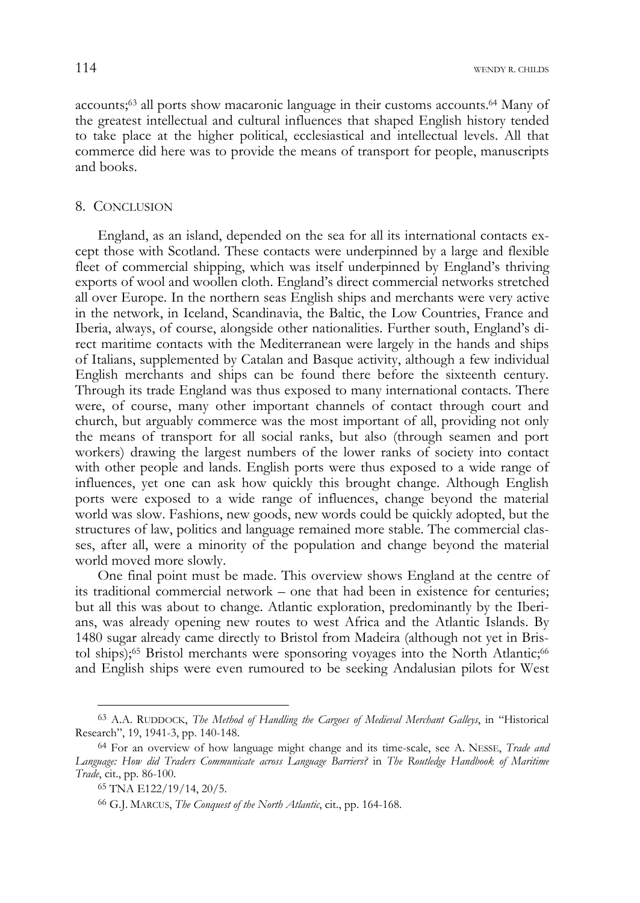accounts;[63] all ports show macaronic language in their customs accounts.[64] Many of the greatest intellectual and cultural influences that shaped English history tended to take place at the higher political, ecclesiastical and intellectual levels. All that commerce did here was to provide the means of transport for people, manuscripts and books.

## 8. Conclusion

England, as an island, depended on the sea for all its international contacts except those with Scotland. These contacts were underpinned by a large and flexible fleet of commercial shipping, which was itself underpinned by England's thriving exports of wool and woollen cloth. England's direct commercial networks stretched all over Europe. In the northern seas English ships and merchants were very active in the network, in Iceland, Scandinavia, the Baltic, the Low Countries, France and Iberia, always, of course, alongside other nationalities. Further south, England's direct maritime contacts with the Mediterranean were largely in the hands and ships of Italians, supplemented by Catalan and Basque activity, although a few individual English merchants and ships can be found there before the sixteenth century. Through its trade England was thus exposed to many international contacts. There were, of course, many other important channels of contact through court and church, but arguably commerce was the most important of all, providing not only the means of transport for all social ranks, but also (through seamen and port workers) drawing the largest numbers of the lower ranks of society into contact with other people and lands. English ports were thus exposed to a wide range of influences, yet one can ask how quickly this brought change. Although English ports were exposed to a wide range of influences, change beyond the material world was slow. Fashions, new goods, new words could be quickly adopted, but the structures of law, politics and language remained more stable. The commercial classes, after all, were a minority of the population and change beyond the material world moved more slowly.

One final point must be made. This overview shows England at the centre of its traditional commercial network – one that had been in existence for centuries; but all this was about to change. Atlantic exploration, predominantly by the Iberians, was already opening new routes to west Africa and the Atlantic Islands. By 1480 sugar already came directly to Bristol from Madeira (although not yet in Bristol ships);[65] Bristol merchants were sponsoring voyages into the North Atlantic;[66] and English ships were even rumoured to be seeking Andalusian pilots for West

---

[63] A.A. Ruddock, *The Method of Handling the Cargoes of Medieval Merchant Galleys*, in "Historical Research", 19, 1941-3, pp. 140-148.

[64] For an overview of how language might change and its time-scale, see A. Nesse, *Trade and Language: How did Traders Communicate across Language Barriers?* in *The Routledge Handbook of Maritime Trade*, cit., pp. 86-100.

[65] TNA E122/19/14, 20/5.

[66] G.J. Marcus, *The Conquest of the North Atlantic*, cit., pp. 164-168.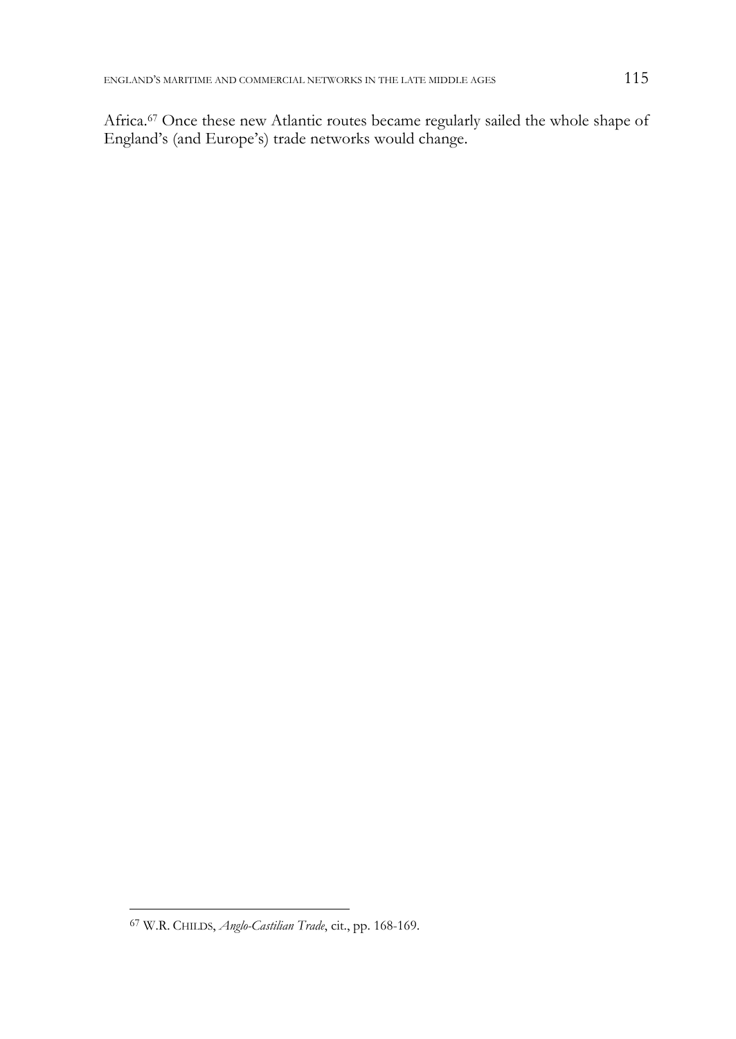Africa.[67] Once these new Atlantic routes became regularly sailed the whole shape of England's (and Europe's) trade networks would change.

[67] W.R. CHILDS, *Anglo-Castilian Trade*, cit., pp. 168-169.